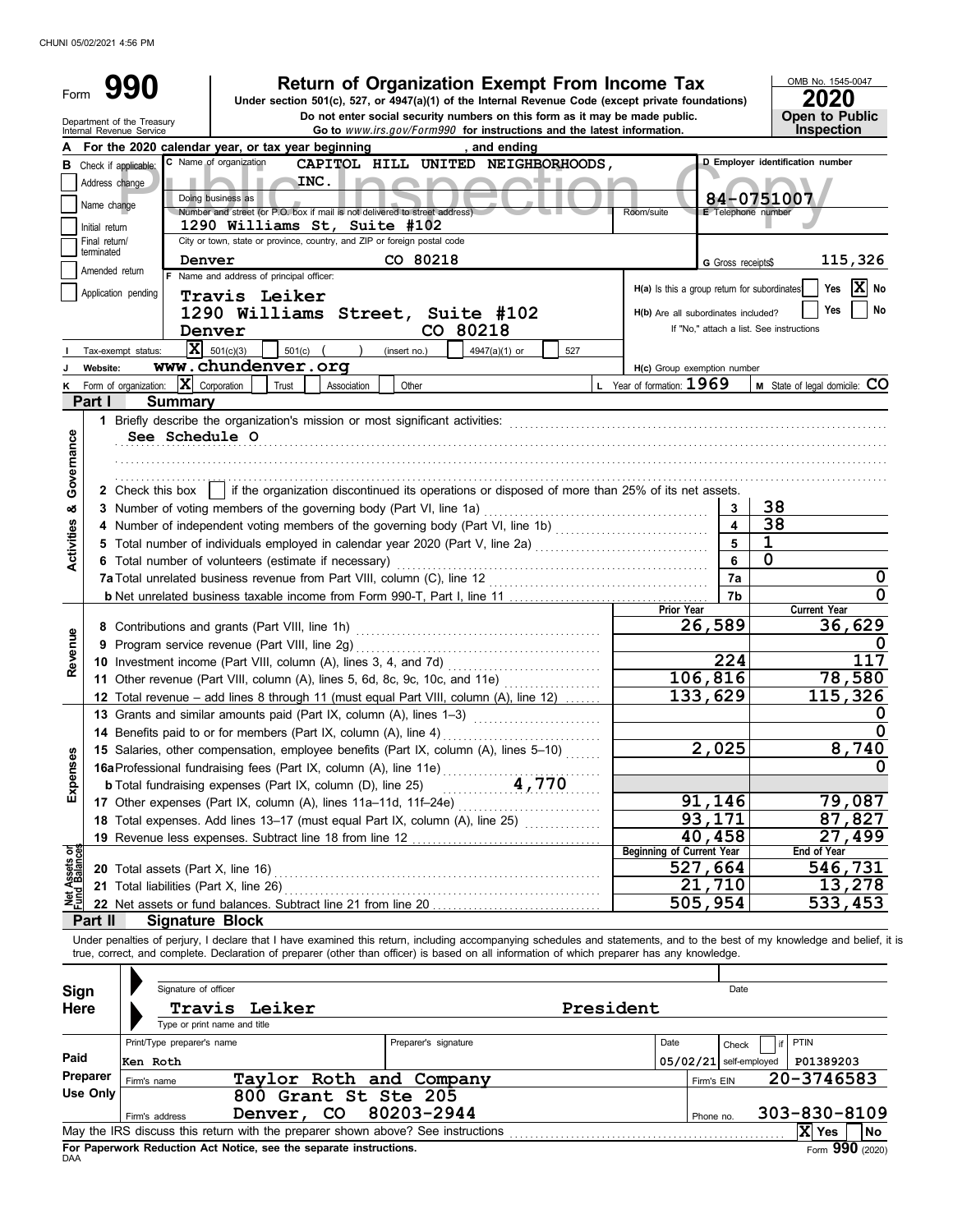CHUNI 05/02/2021 4:56 PM

# Form 990 — Return of Organization Exempt From Income Tax

Under section 501(c), 527, or 4947(a)(1) of the Internal Revenue Code (except private foundations)

Do not enter social security numbers on this form as it may be made public.

Go to *www.irs.gov/Form990* for instructions and the latest information.

Department of the Treasury Internal Revenue Service

OMB No. 1545-0047

**2020**

**Open to Public Inspection**

Public Inspection Copy

**A** For the 2020 calendar year, or tax year beginning , and ending

**B** Check if applicable:
- Address change
- Name change
- Initial return
- Final return/terminated
- Amended return
- Application pending

**C** Name of organization: CAPITOL HILL UNITED NEIGHBORHOODS, INC.

Doing business as

Number and street (or P.O. box if mail is not delivered to street address): 1290 Williams St, Suite #102 — Room/suite

City or town, state or province, country, and ZIP or foreign postal code: Denver CO 80218

**D** Employer identification number: 84-0751007

**E** Telephone number

**G** Gross receipts$ 115,326

**F** Name and address of principal officer: Travis Leiker, 1290 Williams Street, Suite #102, Denver CO 80218

**H(a)** Is this a group return for subordinates? Yes [ ] No [X]

**H(b)** Are all subordinates included? Yes [ ] No [ ]
If "No," attach a list. See instructions

**H(c)** Group exemption number

**I** Tax-exempt status: [X] 501(c)(3) [ ] 501(c) ( ) (insert no.) [ ] 4947(a)(1) or [ ] 527

**J** Website: www.chundenver.org

**K** Form of organization: [X] Corporation [ ] Trust [ ] Association [ ] Other

**L** Year of formation: 1969

**M** State of legal domicile: CO

## Part I Summary

**Activities & Governance**

1 Briefly describe the organization's mission or most significant activities:
See Schedule O

2 Check this box [ ] if the organization discontinued its operations or disposed of more than 25% of its net assets.

| | | | |
|---|---|---|---|
| 3 | Number of voting members of the governing body (Part VI, line 1a) | 3 | 38 |
| 4 | Number of independent voting members of the governing body (Part VI, line 1b) | 4 | 38 |
| 5 | Total number of individuals employed in calendar year 2020 (Part V, line 2a) | 5 | 1 |
| 6 | Total number of volunteers (estimate if necessary) | 6 | 0 |
| 7a | Total unrelated business revenue from Part VIII, column (C), line 12 | 7a | 0 |
| b | Net unrelated business taxable income from Form 990-T, Part I, line 11 | 7b | 0 |

| | | Prior Year | Current Year |
|---|---|---|---|
| **Revenue** | | | |
| 8 | Contributions and grants (Part VIII, line 1h) | 26,589 | 36,629 |
| 9 | Program service revenue (Part VIII, line 2g) | | 0 |
| 10 | Investment income (Part VIII, column (A), lines 3, 4, and 7d) | 224 | 117 |
| 11 | Other revenue (Part VIII, column (A), lines 5, 6d, 8c, 9c, 10c, and 11e) | 106,816 | 78,580 |
| 12 | Total revenue – add lines 8 through 11 (must equal Part VIII, column (A), line 12) | 133,629 | 115,326 |
| **Expenses** | | | |
| 13 | Grants and similar amounts paid (Part IX, column (A), lines 1–3) | | 0 |
| 14 | Benefits paid to or for members (Part IX, column (A), line 4) | | 0 |
| 15 | Salaries, other compensation, employee benefits (Part IX, column (A), lines 5–10) | 2,025 | 8,740 |
| 16a | Professional fundraising fees (Part IX, column (A), line 11e) | | 0 |
| b | Total fundraising expenses (Part IX, column (D), line 25) 4,770 | | |
| 17 | Other expenses (Part IX, column (A), lines 11a–11d, 11f–24e) | 91,146 | 79,087 |
| 18 | Total expenses. Add lines 13–17 (must equal Part IX, column (A), line 25) | 93,171 | 87,827 |
| 19 | Revenue less expenses. Subtract line 18 from line 12 | 40,458 | 27,499 |
| **Net Assets or Fund Balances** | | **Beginning of Current Year** | **End of Year** |
| 20 | Total assets (Part X, line 16) | 527,664 | 546,731 |
| 21 | Total liabilities (Part X, line 26) | 21,710 | 13,278 |
| 22 | Net assets or fund balances. Subtract line 21 from line 20 | 505,954 | 533,453 |

## Part II Signature Block

Under penalties of perjury, I declare that I have examined this return, including accompanying schedules and statements, and to the best of my knowledge and belief, it is true, correct, and complete. Declaration of preparer (other than officer) is based on all information of which preparer has any knowledge.

**Sign Here**

Signature of officer — Date

Travis Leiker — President

Type or print name and title

**Paid Preparer Use Only**

| Print/Type preparer's name | Preparer's signature | Date | Check [ ] if self-employed | PTIN |
|---|---|---|---|---|
| Ken Roth | | 05/02/21 | | P01389203 |

Firm's name: Taylor Roth and Company — Firm's EIN: 20-3746583

Firm's address: 800 Grant St Ste 205, Denver, CO 80203-2944 — Phone no. 303-830-8109

May the IRS discuss this return with the preparer shown above? See instructions [X] Yes [ ] No

**For Paperwork Reduction Act Notice, see the separate instructions.**

DAA

Form **990** (2020)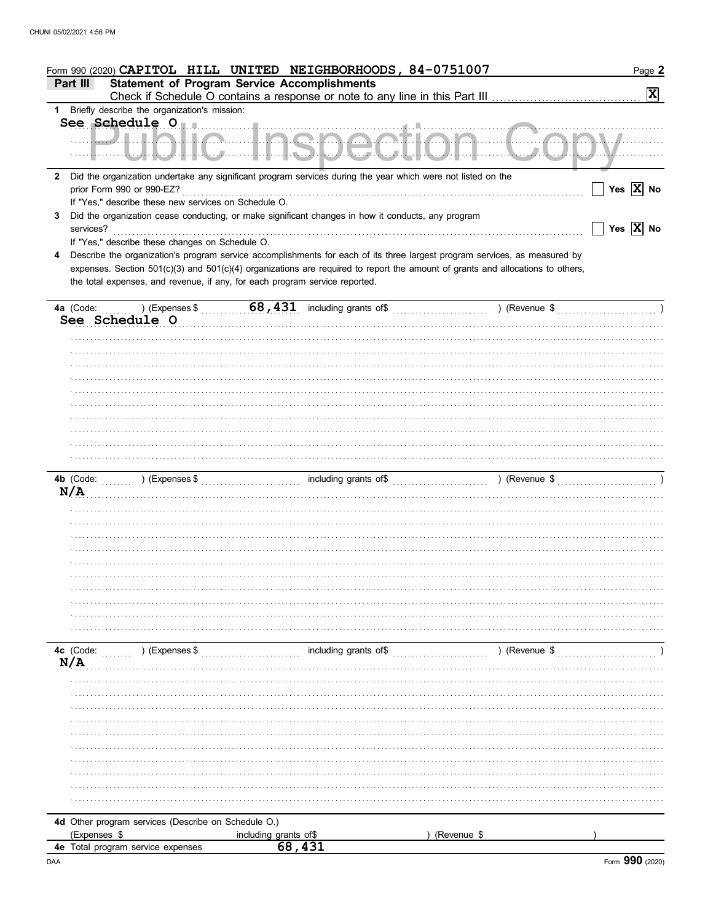Form 990 (2020) **CAPITOL HILL UNITED NEIGHBORHOODS, 84-0751007** Page **2**

## Part III Statement of Program Service Accomplishments

Check if Schedule O contains a response or note to any line in this Part III [X]

**1** Briefly describe the organization's mission:

See Schedule O

**2** Did the organization undertake any significant program services during the year which were not listed on the prior Form 990 or 990-EZ? [ ] Yes [X] No

If "Yes," describe these new services on Schedule O.

**3** Did the organization cease conducting, or make significant changes in how it conducts, any program services? [ ] Yes [X] No

If "Yes," describe these changes on Schedule O.

**4** Describe the organization's program service accomplishments for each of its three largest program services, as measured by expenses. Section 501(c)(3) and 501(c)(4) organizations are required to report the amount of grants and allocations to others, the total expenses, and revenue, if any, for each program service reported.

**4a** (Code: ) (Expenses $ 68,431 including grants of$ ) (Revenue $ )

See Schedule O

**4b** (Code: ) (Expenses $ including grants of$ ) (Revenue $ )

N/A

**4c** (Code: ) (Expenses $ including grants of$ ) (Revenue $ )

N/A

**4d** Other program services (Describe on Schedule O.)

(Expenses $ including grants of$ ) (Revenue $ )

**4e** Total program service expenses 68,431

Form **990** (2020)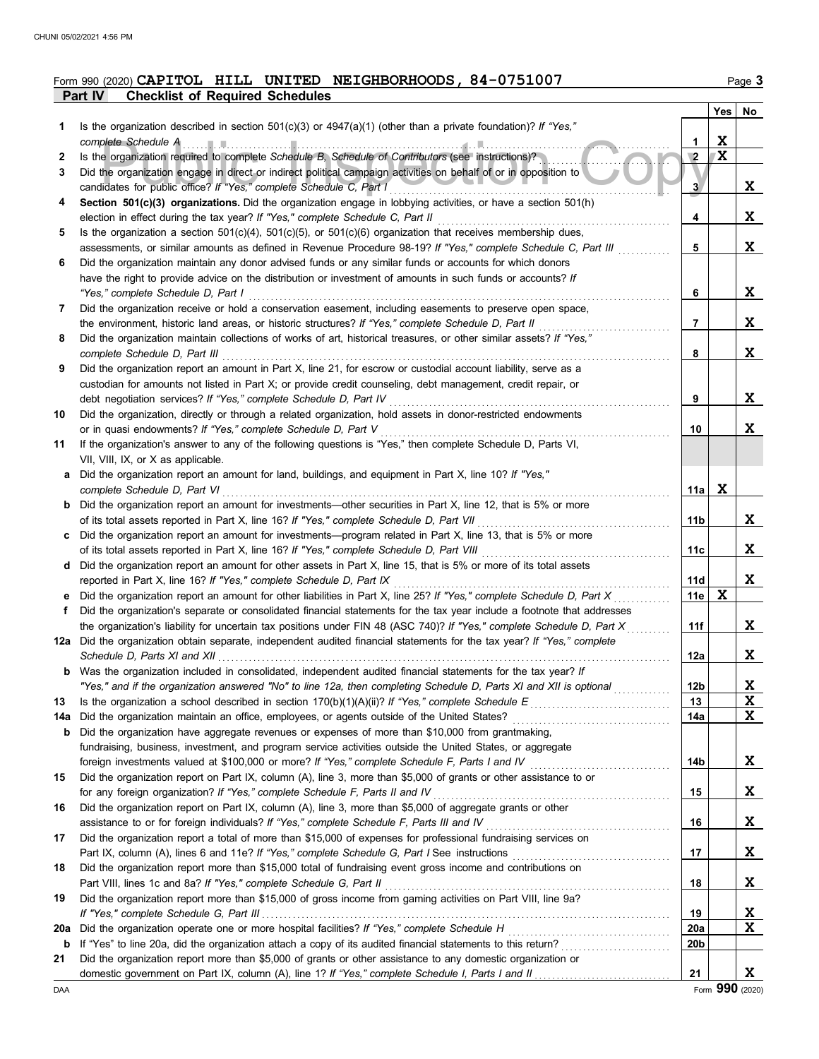Form 990 (2020) **CAPITOL HILL UNITED NEIGHBORHOODS, 84-0751007**

## Part IV Checklist of Required Schedules

| | | | Yes | No |
|---|---|---|---|---|
| **1** | Is the organization described in section 501(c)(3) or 4947(a)(1) (other than a private foundation)? *If "Yes," complete Schedule A* | 1 | X | |
| **2** | Is the organization required to complete *Schedule B, Schedule of Contributors* (see instructions)? | 2 | X | |
| **3** | Did the organization engage in direct or indirect political campaign activities on behalf of or in opposition to candidates for public office? *If "Yes," complete Schedule C, Part I* | 3 | | X |
| **4** | **Section 501(c)(3) organizations.** Did the organization engage in lobbying activities, or have a section 501(h) election in effect during the tax year? *If "Yes," complete Schedule C, Part II* | 4 | | X |
| **5** | Is the organization a section 501(c)(4), 501(c)(5), or 501(c)(6) organization that receives membership dues, assessments, or similar amounts as defined in Revenue Procedure 98-19? *If "Yes," complete Schedule C, Part III* | 5 | | X |
| **6** | Did the organization maintain any donor advised funds or any similar funds or accounts for which donors have the right to provide advice on the distribution or investment of amounts in such funds or accounts? *If "Yes," complete Schedule D, Part I* | 6 | | X |
| **7** | Did the organization receive or hold a conservation easement, including easements to preserve open space, the environment, historic land areas, or historic structures? *If "Yes," complete Schedule D, Part II* | 7 | | X |
| **8** | Did the organization maintain collections of works of art, historical treasures, or other similar assets? *If "Yes," complete Schedule D, Part III* | 8 | | X |
| **9** | Did the organization report an amount in Part X, line 21, for escrow or custodial account liability, serve as a custodian for amounts not listed in Part X; or provide credit counseling, debt management, credit repair, or debt negotiation services? *If "Yes," complete Schedule D, Part IV* | 9 | | X |
| **10** | Did the organization, directly or through a related organization, hold assets in donor-restricted endowments or in quasi endowments? *If "Yes," complete Schedule D, Part V* | 10 | | X |
| **11** | If the organization's answer to any of the following questions is "Yes," then complete Schedule D, Parts VI, VII, VIII, IX, or X as applicable. | | | |
| **a** | Did the organization report an amount for land, buildings, and equipment in Part X, line 10? *If "Yes," complete Schedule D, Part VI* | 11a | X | |
| **b** | Did the organization report an amount for investments—other securities in Part X, line 12, that is 5% or more of its total assets reported in Part X, line 16? *If "Yes," complete Schedule D, Part VII* | 11b | | X |
| **c** | Did the organization report an amount for investments—program related in Part X, line 13, that is 5% or more of its total assets reported in Part X, line 16? *If "Yes," complete Schedule D, Part VIII* | 11c | | X |
| **d** | Did the organization report an amount for other assets in Part X, line 15, that is 5% or more of its total assets reported in Part X, line 16? *If "Yes," complete Schedule D, Part IX* | 11d | | X |
| **e** | Did the organization report an amount for other liabilities in Part X, line 25? *If "Yes," complete Schedule D, Part X* | 11e | X | |
| **f** | Did the organization's separate or consolidated financial statements for the tax year include a footnote that addresses the organization's liability for uncertain tax positions under FIN 48 (ASC 740)? *If "Yes," complete Schedule D, Part X* | 11f | | X |
| **12a** | Did the organization obtain separate, independent audited financial statements for the tax year? *If "Yes," complete Schedule D, Parts XI and XII* | 12a | | X |
| **b** | Was the organization included in consolidated, independent audited financial statements for the tax year? *If "Yes," and if the organization answered "No" to line 12a, then completing Schedule D, Parts XI and XII is optional* | 12b | | X |
| **13** | Is the organization a school described in section 170(b)(1)(A)(ii)? *If "Yes," complete Schedule E* | 13 | | X |
| **14a** | Did the organization maintain an office, employees, or agents outside of the United States? | 14a | | X |
| **b** | Did the organization have aggregate revenues or expenses of more than $10,000 from grantmaking, fundraising, business, investment, and program service activities outside the United States, or aggregate foreign investments valued at $100,000 or more? *If "Yes," complete Schedule F, Parts I and IV* | 14b | | X |
| **15** | Did the organization report on Part IX, column (A), line 3, more than $5,000 of grants or other assistance to or for any foreign organization? *If "Yes," complete Schedule F, Parts II and IV* | 15 | | X |
| **16** | Did the organization report on Part IX, column (A), line 3, more than $5,000 of aggregate grants or other assistance to or for foreign individuals? *If "Yes," complete Schedule F, Parts III and IV* | 16 | | X |
| **17** | Did the organization report a total of more than $15,000 of expenses for professional fundraising services on Part IX, column (A), lines 6 and 11e? *If "Yes," complete Schedule G, Part I* See instructions | 17 | | X |
| **18** | Did the organization report more than $15,000 total of fundraising event gross income and contributions on Part VIII, lines 1c and 8a? *If "Yes," complete Schedule G, Part II* | 18 | | X |
| **19** | Did the organization report more than $15,000 of gross income from gaming activities on Part VIII, line 9a? *If "Yes," complete Schedule G, Part III* | 19 | | X |
| **20a** | Did the organization operate one or more hospital facilities? *If "Yes," complete Schedule H* | 20a | | X |
| **b** | If "Yes" to line 20a, did the organization attach a copy of its audited financial statements to this return? | 20b | | |
| **21** | Did the organization report more than $5,000 of grants or other assistance to any domestic organization or domestic government on Part IX, column (A), line 1? *If "Yes," complete Schedule I, Parts I and II* | 21 | | X |

Form **990** (2020)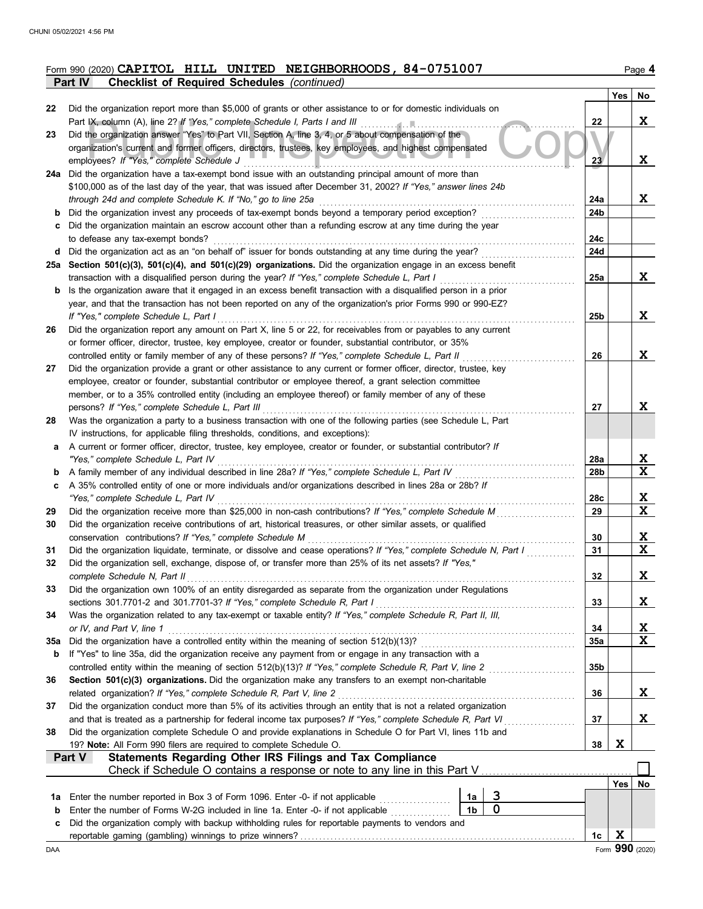Form 990 (2020) **CAPITOL HILL UNITED NEIGHBORHOODS, 84-0751007**

## Part IV Checklist of Required Schedules *(continued)*

| | | | Yes | No |
|---|---|---|---|---|
| 22 | Did the organization report more than $5,000 of grants or other assistance to or for domestic individuals on Part IX, column (A), line 2? *If "Yes," complete Schedule I, Parts I and III* | 22 | | X |
| 23 | Did the organization answer "Yes" to Part VII, Section A, line 3, 4, or 5 about compensation of the organization's current and former officers, directors, trustees, key employees, and highest compensated employees? *If "Yes," complete Schedule J* | 23 | | X |
| 24a | Did the organization have a tax-exempt bond issue with an outstanding principal amount of more than $100,000 as of the last day of the year, that was issued after December 31, 2002? *If "Yes," answer lines 24b through 24d and complete Schedule K. If "No," go to line 25a* | 24a | | X |
| b | Did the organization invest any proceeds of tax-exempt bonds beyond a temporary period exception? | 24b | | |
| c | Did the organization maintain an escrow account other than a refunding escrow at any time during the year to defease any tax-exempt bonds? | 24c | | |
| d | Did the organization act as an "on behalf of" issuer for bonds outstanding at any time during the year? | 24d | | |
| 25a | **Section 501(c)(3), 501(c)(4), and 501(c)(29) organizations.** Did the organization engage in an excess benefit transaction with a disqualified person during the year? *If "Yes," complete Schedule L, Part I* | 25a | | X |
| b | Is the organization aware that it engaged in an excess benefit transaction with a disqualified person in a prior year, and that the transaction has not been reported on any of the organization's prior Forms 990 or 990-EZ? *If "Yes," complete Schedule L, Part I* | 25b | | X |
| 26 | Did the organization report any amount on Part X, line 5 or 22, for receivables from or payables to any current or former officer, director, trustee, key employee, creator or founder, substantial contributor, or 35% controlled entity or family member of any of these persons? *If "Yes," complete Schedule L, Part II* | 26 | | X |
| 27 | Did the organization provide a grant or other assistance to any current or former officer, director, trustee, key employee, creator or founder, substantial contributor or employee thereof, a grant selection committee member, or to a 35% controlled entity (including an employee thereof) or family member of any of these persons? *If "Yes," complete Schedule L, Part III* | 27 | | X |
| 28 | Was the organization a party to a business transaction with one of the following parties (see Schedule L, Part IV instructions, for applicable filing thresholds, conditions, and exceptions): | | | |
| a | A current or former officer, director, trustee, key employee, creator or founder, or substantial contributor? *If "Yes," complete Schedule L, Part IV* | 28a | | X |
| b | A family member of any individual described in line 28a? *If "Yes," complete Schedule L, Part IV* | 28b | | X |
| c | A 35% controlled entity of one or more individuals and/or organizations described in lines 28a or 28b? *If "Yes," complete Schedule L, Part IV* | 28c | | X |
| 29 | Did the organization receive more than $25,000 in non-cash contributions? *If "Yes," complete Schedule M* | 29 | | X |
| 30 | Did the organization receive contributions of art, historical treasures, or other similar assets, or qualified conservation contributions? *If "Yes," complete Schedule M* | 30 | | X |
| 31 | Did the organization liquidate, terminate, or dissolve and cease operations? *If "Yes," complete Schedule N, Part I* | 31 | | X |
| 32 | Did the organization sell, exchange, dispose of, or transfer more than 25% of its net assets? *If "Yes," complete Schedule N, Part II* | 32 | | X |
| 33 | Did the organization own 100% of an entity disregarded as separate from the organization under Regulations sections 301.7701-2 and 301.7701-3? *If "Yes," complete Schedule R, Part I* | 33 | | X |
| 34 | Was the organization related to any tax-exempt or taxable entity? *If "Yes," complete Schedule R, Part II, III, or IV, and Part V, line 1* | 34 | | X |
| 35a | Did the organization have a controlled entity within the meaning of section 512(b)(13)? | 35a | | X |
| b | If "Yes" to line 35a, did the organization receive any payment from or engage in any transaction with a controlled entity within the meaning of section 512(b)(13)? *If "Yes," complete Schedule R, Part V, line 2* | 35b | | |
| 36 | **Section 501(c)(3) organizations.** Did the organization make any transfers to an exempt non-charitable related organization? *If "Yes," complete Schedule R, Part V, line 2* | 36 | | X |
| 37 | Did the organization conduct more than 5% of its activities through an entity that is not a related organization and that is treated as a partnership for federal income tax purposes? *If "Yes," complete Schedule R, Part VI* | 37 | | X |
| 38 | Did the organization complete Schedule O and provide explanations in Schedule O for Part VI, lines 11b and 19? **Note:** All Form 990 filers are required to complete Schedule O. | 38 | X | |

## Part V Statements Regarding Other IRS Filings and Tax Compliance

Check if Schedule O contains a response or note to any line in this Part V ☐

| | | | | | Yes | No |
|---|---|---|---|---|---|---|
| 1a | Enter the number reported in Box 3 of Form 1096. Enter -0- if not applicable | 1a | 3 | | | |
| b | Enter the number of Forms W-2G included in line 1a. Enter -0- if not applicable | 1b | 0 | | | |
| c | Did the organization comply with backup withholding rules for reportable payments to vendors and reportable gaming (gambling) winnings to prize winners? | | | 1c | X | |

Form **990** (2020)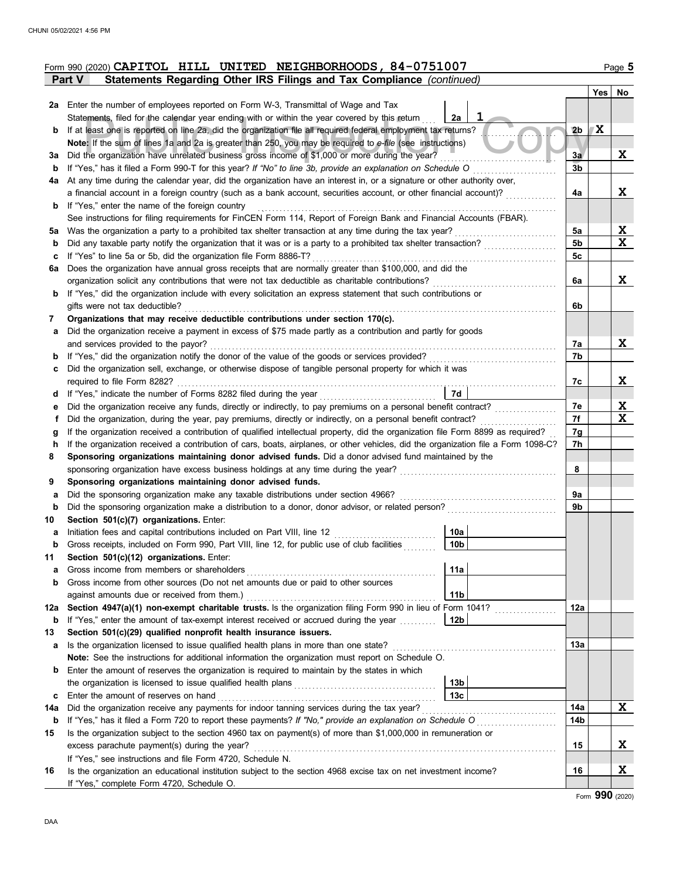Form 990 (2020) **CAPITOL HILL UNITED NEIGHBORHOODS, 84-0751007**

## Part V — Statements Regarding Other IRS Filings and Tax Compliance *(continued)*

| | | | | Yes | No |
|---|---|---|---|---|---|
| **2a** | Enter the number of employees reported on Form W-3, Transmittal of Wage and Tax Statements, filed for the calendar year ending with or within the year covered by this return | **2a** 1 | | | |
| **b** | If at least one is reported on line 2a, did the organization file all required federal employment tax returns? | | **2b** | X | |
| | **Note:** If the sum of lines 1a and 2a is greater than 250, you may be required to *e-file* (see instructions) | | | | |
| **3a** | Did the organization have unrelated business gross income of $1,000 or more during the year? | | **3a** | | X |
| **b** | If "Yes," has it filed a Form 990-T for this year? *If "No" to line 3b, provide an explanation on Schedule O* | | **3b** | | |
| **4a** | At any time during the calendar year, did the organization have an interest in, or a signature or other authority over, a financial account in a foreign country (such as a bank account, securities account, or other financial account)? | | **4a** | | X |
| **b** | If "Yes," enter the name of the foreign country | | | | |
| | See instructions for filing requirements for FinCEN Form 114, Report of Foreign Bank and Financial Accounts (FBAR). | | | | |
| **5a** | Was the organization a party to a prohibited tax shelter transaction at any time during the tax year? | | **5a** | | X |
| **b** | Did any taxable party notify the organization that it was or is a party to a prohibited tax shelter transaction? | | **5b** | | X |
| **c** | If "Yes" to line 5a or 5b, did the organization file Form 8886-T? | | **5c** | | |
| **6a** | Does the organization have annual gross receipts that are normally greater than $100,000, and did the organization solicit any contributions that were not tax deductible as charitable contributions? | | **6a** | | X |
| **b** | If "Yes," did the organization include with every solicitation an express statement that such contributions or gifts were not tax deductible? | | **6b** | | |
| **7** | **Organizations that may receive deductible contributions under section 170(c).** | | | | |
| **a** | Did the organization receive a payment in excess of $75 made partly as a contribution and partly for goods and services provided to the payor? | | **7a** | | X |
| **b** | If "Yes," did the organization notify the donor of the value of the goods or services provided? | | **7b** | | |
| **c** | Did the organization sell, exchange, or otherwise dispose of tangible personal property for which it was required to file Form 8282? | | **7c** | | X |
| **d** | If "Yes," indicate the number of Forms 8282 filed during the year | **7d** | | | |
| **e** | Did the organization receive any funds, directly or indirectly, to pay premiums on a personal benefit contract? | | **7e** | | X |
| **f** | Did the organization, during the year, pay premiums, directly or indirectly, on a personal benefit contract? | | **7f** | | X |
| **g** | If the organization received a contribution of qualified intellectual property, did the organization file Form 8899 as required? | | **7g** | | |
| **h** | If the organization received a contribution of cars, boats, airplanes, or other vehicles, did the organization file a Form 1098-C? | | **7h** | | |
| **8** | **Sponsoring organizations maintaining donor advised funds.** Did a donor advised fund maintained by the sponsoring organization have excess business holdings at any time during the year? | | **8** | | |
| **9** | **Sponsoring organizations maintaining donor advised funds.** | | | | |
| **a** | Did the sponsoring organization make any taxable distributions under section 4966? | | **9a** | | |
| **b** | Did the sponsoring organization make a distribution to a donor, donor advisor, or related person? | | **9b** | | |
| **10** | **Section 501(c)(7) organizations.** Enter: | | | | |
| **a** | Initiation fees and capital contributions included on Part VIII, line 12 | **10a** | | | |
| **b** | Gross receipts, included on Form 990, Part VIII, line 12, for public use of club facilities | **10b** | | | |
| **11** | **Section 501(c)(12) organizations.** Enter: | | | | |
| **a** | Gross income from members or shareholders | **11a** | | | |
| **b** | Gross income from other sources (Do not net amounts due or paid to other sources against amounts due or received from them.) | **11b** | | | |
| **12a** | **Section 4947(a)(1) non-exempt charitable trusts.** Is the organization filing Form 990 in lieu of Form 1041? | | **12a** | | |
| **b** | If "Yes," enter the amount of tax-exempt interest received or accrued during the year | **12b** | | | |
| **13** | **Section 501(c)(29) qualified nonprofit health insurance issuers.** | | | | |
| **a** | Is the organization licensed to issue qualified health plans in more than one state? | | **13a** | | |
| | **Note:** See the instructions for additional information the organization must report on Schedule O. | | | | |
| **b** | Enter the amount of reserves the organization is required to maintain by the states in which the organization is licensed to issue qualified health plans | **13b** | | | |
| **c** | Enter the amount of reserves on hand | **13c** | | | |
| **14a** | Did the organization receive any payments for indoor tanning services during the tax year? | | **14a** | | X |
| **b** | If "Yes," has it filed a Form 720 to report these payments? *If "No," provide an explanation on Schedule O* | | **14b** | | |
| **15** | Is the organization subject to the section 4960 tax on payment(s) of more than $1,000,000 in remuneration or excess parachute payment(s) during the year? | | **15** | | X |
| | If "Yes," see instructions and file Form 4720, Schedule N. | | | | |
| **16** | Is the organization an educational institution subject to the section 4968 excise tax on net investment income? | | **16** | | X |
| | If "Yes," complete Form 4720, Schedule O. | | | | |

Form **990** (2020)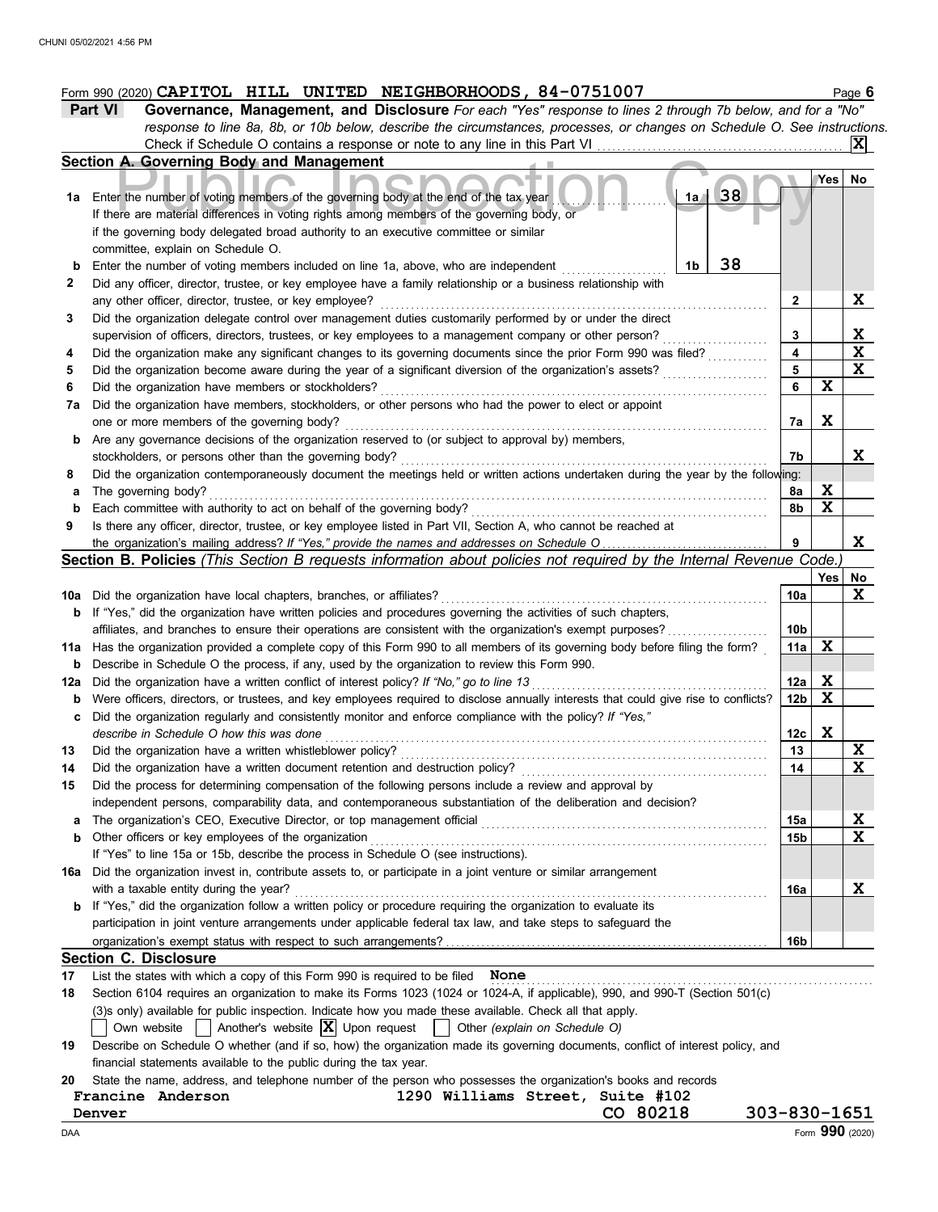Form 990 (2020) **CAPITOL HILL UNITED NEIGHBORHOODS, 84-0751007** Page **6**

## Part VI Governance, Management, and Disclosure

*For each "Yes" response to lines 2 through 7b below, and for a "No" response to line 8a, 8b, or 10b below, describe the circumstances, processes, or changes on Schedule O. See instructions.*

Check if Schedule O contains a response or note to any line in this Part VI ... [X]

### Section A. Governing Body and Management

| | | | Yes | No |
|---|---|---|---|---|
| **1a** | Enter the number of voting members of the governing body at the end of the tax year ... **1a** 38<br>If there are material differences in voting rights among members of the governing body, or if the governing body delegated broad authority to an executive committee or similar committee, explain on Schedule O. | | | |
| **b** | Enter the number of voting members included on line 1a, above, who are independent ... **1b** 38 | | | |
| **2** | Did any officer, director, trustee, or key employee have a family relationship or a business relationship with any other officer, director, trustee, or key employee? | 2 | | X |
| **3** | Did the organization delegate control over management duties customarily performed by or under the direct supervision of officers, directors, trustees, or key employees to a management company or other person? | 3 | | X |
| **4** | Did the organization make any significant changes to its governing documents since the prior Form 990 was filed? | 4 | | X |
| **5** | Did the organization become aware during the year of a significant diversion of the organization's assets? | 5 | | X |
| **6** | Did the organization have members or stockholders? | 6 | X | |
| **7a** | Did the organization have members, stockholders, or other persons who had the power to elect or appoint one or more members of the governing body? | 7a | X | |
| **b** | Are any governance decisions of the organization reserved to (or subject to approval by) members, stockholders, or persons other than the governing body? | 7b | | X |
| **8** | Did the organization contemporaneously document the meetings held or written actions undertaken during the year by the following: | | | |
| **a** | The governing body? | 8a | X | |
| **b** | Each committee with authority to act on behalf of the governing body? | 8b | X | |
| **9** | Is there any officer, director, trustee, or key employee listed in Part VII, Section A, who cannot be reached at the organization's mailing address? *If "Yes," provide the names and addresses on Schedule O* | 9 | | X |

### Section B. Policies *(This Section B requests information about policies not required by the Internal Revenue Code.)*

| | | | Yes | No |
|---|---|---|---|---|
| **10a** | Did the organization have local chapters, branches, or affiliates? | 10a | | X |
| **b** | If "Yes," did the organization have written policies and procedures governing the activities of such chapters, affiliates, and branches to ensure their operations are consistent with the organization's exempt purposes? | 10b | | |
| **11a** | Has the organization provided a complete copy of this Form 990 to all members of its governing body before filing the form? | 11a | X | |
| **b** | Describe in Schedule O the process, if any, used by the organization to review this Form 990. | | | |
| **12a** | Did the organization have a written conflict of interest policy? *If "No," go to line 13* | 12a | X | |
| **b** | Were officers, directors, or trustees, and key employees required to disclose annually interests that could give rise to conflicts? | 12b | X | |
| **c** | Did the organization regularly and consistently monitor and enforce compliance with the policy? *If "Yes," describe in Schedule O how this was done* | 12c | X | |
| **13** | Did the organization have a written whistleblower policy? | 13 | | X |
| **14** | Did the organization have a written document retention and destruction policy? | 14 | | X |
| **15** | Did the process for determining compensation of the following persons include a review and approval by independent persons, comparability data, and contemporaneous substantiation of the deliberation and decision? | | | |
| **a** | The organization's CEO, Executive Director, or top management official | 15a | | X |
| **b** | Other officers or key employees of the organization<br>If "Yes" to line 15a or 15b, describe the process in Schedule O (see instructions). | 15b | | X |
| **16a** | Did the organization invest in, contribute assets to, or participate in a joint venture or similar arrangement with a taxable entity during the year? | 16a | | X |
| **b** | If "Yes," did the organization follow a written policy or procedure requiring the organization to evaluate its participation in joint venture arrangements under applicable federal tax law, and take steps to safeguard the organization's exempt status with respect to such arrangements? | 16b | | |

### Section C. Disclosure

**17** List the states with which a copy of this Form 990 is required to be filed **None**

**18** Section 6104 requires an organization to make its Forms 1023 (1024 or 1024-A, if applicable), 990, and 990-T (Section 501(c)(3)s only) available for public inspection. Indicate how you made these available. Check all that apply.

[ ] Own website [ ] Another's website [X] Upon request [ ] Other *(explain on Schedule O)*

**19** Describe on Schedule O whether (and if so, how) the organization made its governing documents, conflict of interest policy, and financial statements available to the public during the tax year.

**20** State the name, address, and telephone number of the person who possesses the organization's books and records

**Francine Anderson** **1290 Williams Street, Suite #102**
**Denver** **CO 80218** **303-830-1651**

DAA Form **990** (2020)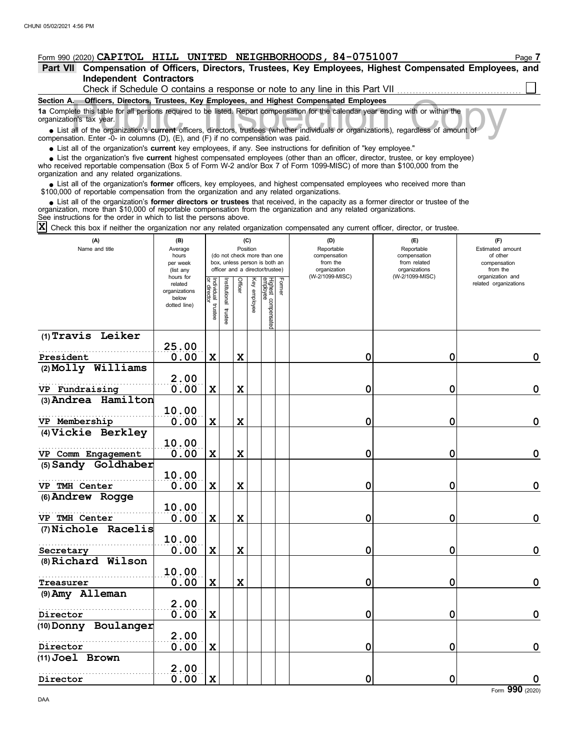Form 990 (2020) **CAPITOL HILL UNITED NEIGHBORHOODS, 84-0751007**

## Part VII Compensation of Officers, Directors, Trustees, Key Employees, Highest Compensated Employees, and Independent Contractors

Check if Schedule O contains a response or note to any line in this Part VII ☐

### Section A. Officers, Directors, Trustees, Key Employees, and Highest Compensated Employees

**1a** Complete this table for all persons required to be listed. Report compensation for the calendar year ending with or within the organization's tax year.

- List all of the organization's **current** officers, directors, trustees (whether individuals or organizations), regardless of amount of compensation. Enter -0- in columns (D), (E), and (F) if no compensation was paid.
- List all of the organization's **current** key employees, if any. See instructions for definition of "key employee."
- List the organization's five **current** highest compensated employees (other than an officer, director, trustee, or key employee) who received reportable compensation (Box 5 of Form W-2 and/or Box 7 of Form 1099-MISC) of more than $100,000 from the organization and any related organizations.
- List all of the organization's **former** officers, key employees, and highest compensated employees who received more than $100,000 of reportable compensation from the organization and any related organizations.
- List all of the organization's **former directors or trustees** that received, in the capacity as a former director or trustee of the organization, more than $10,000 of reportable compensation from the organization and any related organizations.

See instructions for the order in which to list the persons above.

**X** Check this box if neither the organization nor any related organization compensated any current officer, director, or trustee.

| (A) Name and title | (B) Average hours per week (list any hours for related organizations below dotted line) | (C) Position: Individual trustee or director | Institutional trustee | Officer | Key employee | Highest compensated employee | Former | (D) Reportable compensation from the organization (W-2/1099-MISC) | (E) Reportable compensation from related organizations (W-2/1099-MISC) | (F) Estimated amount of other compensation from the organization and related organizations |
|---|---|---|---|---|---|---|---|---|---|---|
| (1) Travis Leiker<br>President | 25.00<br>0.00 | X | | X | | | | 0 | 0 | 0 |
| (2) Molly Williams<br>VP Fundraising | 2.00<br>0.00 | X | | X | | | | 0 | 0 | 0 |
| (3) Andrea Hamilton<br>VP Membership | 10.00<br>0.00 | X | | X | | | | 0 | 0 | 0 |
| (4) Vickie Berkley<br>VP Comm Engagement | 10.00<br>0.00 | X | | X | | | | 0 | 0 | 0 |
| (5) Sandy Goldhaber<br>VP TMH Center | 10.00<br>0.00 | X | | X | | | | 0 | 0 | 0 |
| (6) Andrew Rogge<br>VP TMH Center | 10.00<br>0.00 | X | | X | | | | 0 | 0 | 0 |
| (7) Nichole Racelis<br>Secretary | 10.00<br>0.00 | X | | X | | | | 0 | 0 | 0 |
| (8) Richard Wilson<br>Treasurer | 10.00<br>0.00 | X | | X | | | | 0 | 0 | 0 |
| (9) Amy Alleman<br>Director | 2.00<br>0.00 | X | | | | | | 0 | 0 | 0 |
| (10) Donny Boulanger<br>Director | 2.00<br>0.00 | X | | | | | | 0 | 0 | 0 |
| (11) Joel Brown<br>Director | 2.00<br>0.00 | X | | | | | | 0 | 0 | 0 |

Form **990** (2020)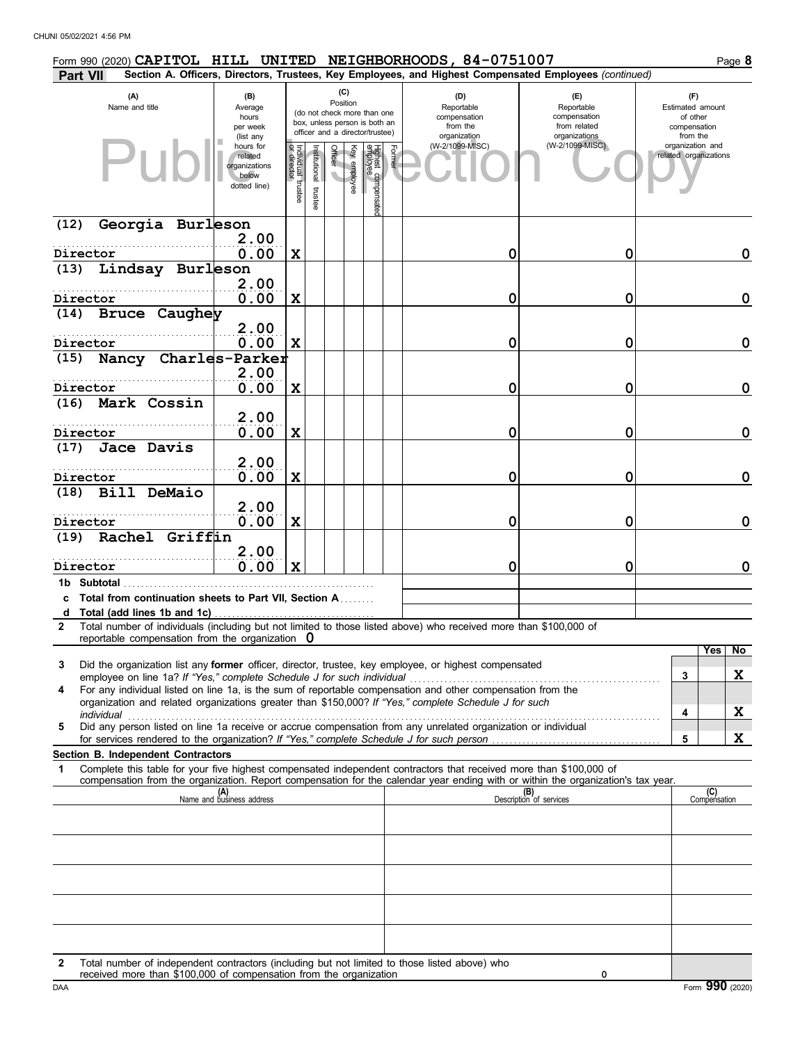Form 990 (2020) **CAPITOL HILL UNITED NEIGHBORHOODS, 84-0751007** Page **8**

**Part VII** **Section A. Officers, Directors, Trustees, Key Employees, and Highest Compensated Employees** *(continued)*

| (A) Name and title | (B) Average hours per week (list any hours for related organizations below dotted line) | (C) Position: Individual trustee or director | Institutional trustee | Officer | Key employee | Highest compensated employee | Former | (D) Reportable compensation from the organization (W-2/1099-MISC) | (E) Reportable compensation from related organizations (W-2/1099-MISC) | (F) Estimated amount of other compensation from the organization and related organizations |
|---|---|---|---|---|---|---|---|---|---|---|
| (12) Georgia Burleson<br>Director | 2.00<br>0.00 | X | | | | | | 0 | 0 | 0 |
| (13) Lindsay Burleson<br>Director | 2.00<br>0.00 | X | | | | | | 0 | 0 | 0 |
| (14) Bruce Caughey<br>Director | 2.00<br>0.00 | X | | | | | | 0 | 0 | 0 |
| (15) Nancy Charles-Parker<br>Director | 2.00<br>0.00 | X | | | | | | 0 | 0 | 0 |
| (16) Mark Cossin<br>Director | 2.00<br>0.00 | X | | | | | | 0 | 0 | 0 |
| (17) Jace Davis<br>Director | 2.00<br>0.00 | X | | | | | | 0 | 0 | 0 |
| (18) Bill DeMaio<br>Director | 2.00<br>0.00 | X | | | | | | 0 | 0 | 0 |
| (19) Rachel Griffin<br>Director | 2.00<br>0.00 | X | | | | | | 0 | 0 | 0 |
| **1b Subtotal** | | | | | | | | | | |
| **c Total from continuation sheets to Part VII, Section A** | | | | | | | | | | |
| **d Total (add lines 1b and 1c)** | | | | | | | | | | |

**2** Total number of individuals (including but not limited to those listed above) who received more than $100,000 of reportable compensation from the organization **0**

| | | | Yes | No |
|---|---|---|---|---|
| **3** | Did the organization list any **former** officer, director, trustee, key employee, or highest compensated employee on line 1a? *If "Yes," complete Schedule J for such individual* | 3 | | X |
| **4** | For any individual listed on line 1a, is the sum of reportable compensation and other compensation from the organization and related organizations greater than $150,000? *If "Yes," complete Schedule J for such individual* | 4 | | X |
| **5** | Did any person listed on line 1a receive or accrue compensation from any unrelated organization or individual for services rendered to the organization? *If "Yes," complete Schedule J for such person* | 5 | | X |

**Section B. Independent Contractors**

**1** Complete this table for your five highest compensated independent contractors that received more than $100,000 of compensation from the organization. Report compensation for the calendar year ending with or within the organization's tax year.

| (A) Name and business address | (B) Description of services | (C) Compensation |
|---|---|---|
| | | |
| | | |
| | | |
| | | |
| | | |

**2** Total number of independent contractors (including but not limited to those listed above) who received more than $100,000 of compensation from the organization **0**

DAA Form **990** (2020)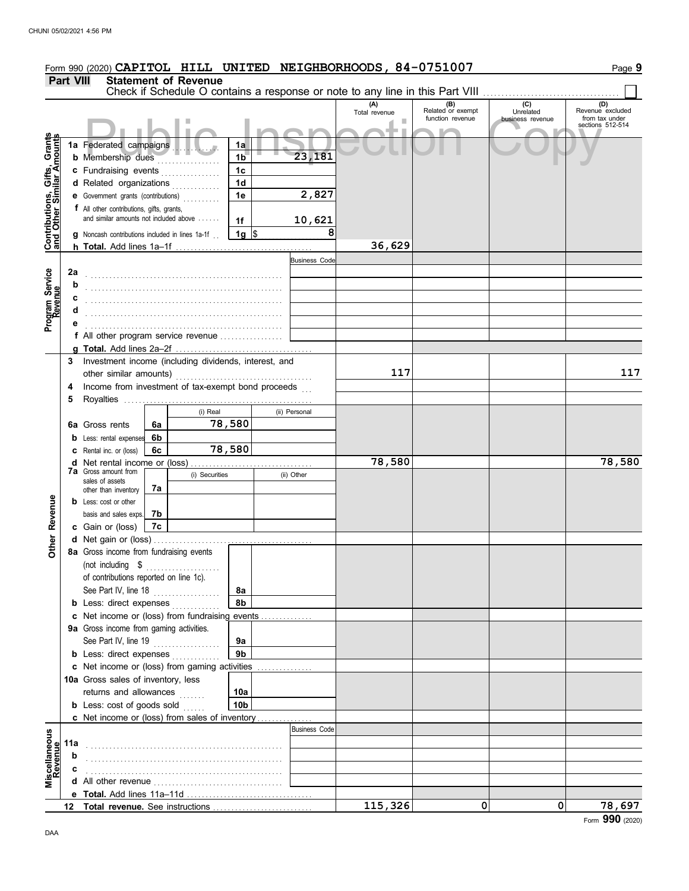CHUNI 05/02/2021 4:56 PM

Form 990 (2020) **CAPITOL HILL UNITED NEIGHBORHOODS, 84-0751007** Page **9**

## Part VIII Statement of Revenue

Check if Schedule O contains a response or note to any line in this Part VIII . . . . . . . . . . . . . . . . . . . . . . . . . . . . . . . . . . . . ☐

Public Inspection Copy

| | | | | (A) Total revenue | (B) Related or exempt function revenue | (C) Unrelated business revenue | (D) Revenue excluded from tax under sections 512-514 |
|---|---|---|---|---|---|---|---|
| **Contributions, Gifts, Grants and Other Similar Amounts** | 1a Federated campaigns | 1a | | | | | |
| | b Membership dues | 1b | 23,181 | | | | |
| | c Fundraising events | 1c | | | | | |
| | d Related organizations | 1d | | | | | |
| | e Government grants (contributions) | 1e | 2,827 | | | | |
| | f All other contributions, gifts, grants, and similar amounts not included above | 1f | 10,621 | | | | |
| | g Noncash contributions included in lines 1a-1f | 1g | $ 8 | | | | |
| | h **Total.** Add lines 1a–1f | | | 36,629 | | | |
| **Program Service Revenue** | | | Business Code | | | | |
| | 2a | | | | | | |
| | b | | | | | | |
| | c | | | | | | |
| | d | | | | | | |
| | e | | | | | | |
| | f All other program service revenue | | | | | | |
| | g **Total.** Add lines 2a–2f | | | | | | |
| **Other Revenue** | 3 Investment income (including dividends, interest, and other similar amounts) | | | 117 | | | 117 |
| | 4 Income from investment of tax-exempt bond proceeds | | | | | | |
| | 5 Royalties | | | | | | |
| | | (i) Real | (ii) Personal | | | | |
| | 6a Gross rents — 6a | 78,580 | | | | | |
| | b Less: rental expenses — 6b | | | | | | |
| | c Rental inc. or (loss) — 6c | 78,580 | | | | | |
| | d Net rental income or (loss) | | | 78,580 | | | 78,580 |
| | | (i) Securities | (ii) Other | | | | |
| | 7a Gross amount from sales of assets other than inventory — 7a | | | | | | |
| | b Less: cost or other basis and sales exps. — 7b | | | | | | |
| | c Gain or (loss) — 7c | | | | | | |
| | d Net gain or (loss) | | | | | | |
| | 8a Gross income from fundraising events (not including $ .......... of contributions reported on line 1c). See Part IV, line 18 | 8a | | | | | |
| | b Less: direct expenses | 8b | | | | | |
| | c Net income or (loss) from fundraising events | | | | | | |
| | 9a Gross income from gaming activities. See Part IV, line 19 | 9a | | | | | |
| | b Less: direct expenses | 9b | | | | | |
| | c Net income or (loss) from gaming activities | | | | | | |
| | 10a Gross sales of inventory, less returns and allowances | 10a | | | | | |
| | b Less: cost of goods sold | 10b | | | | | |
| | c Net income or (loss) from sales of inventory | | | | | | |
| **Miscellaneous Revenue** | | | Business Code | | | | |
| | 11a | | | | | | |
| | b | | | | | | |
| | c | | | | | | |
| | d All other revenue | | | | | | |
| | e **Total.** Add lines 11a–11d | | | | | | |
| | 12 **Total revenue.** See instructions | | | 115,326 | 0 | 0 | 78,697 |

Form **990** (2020)

DAA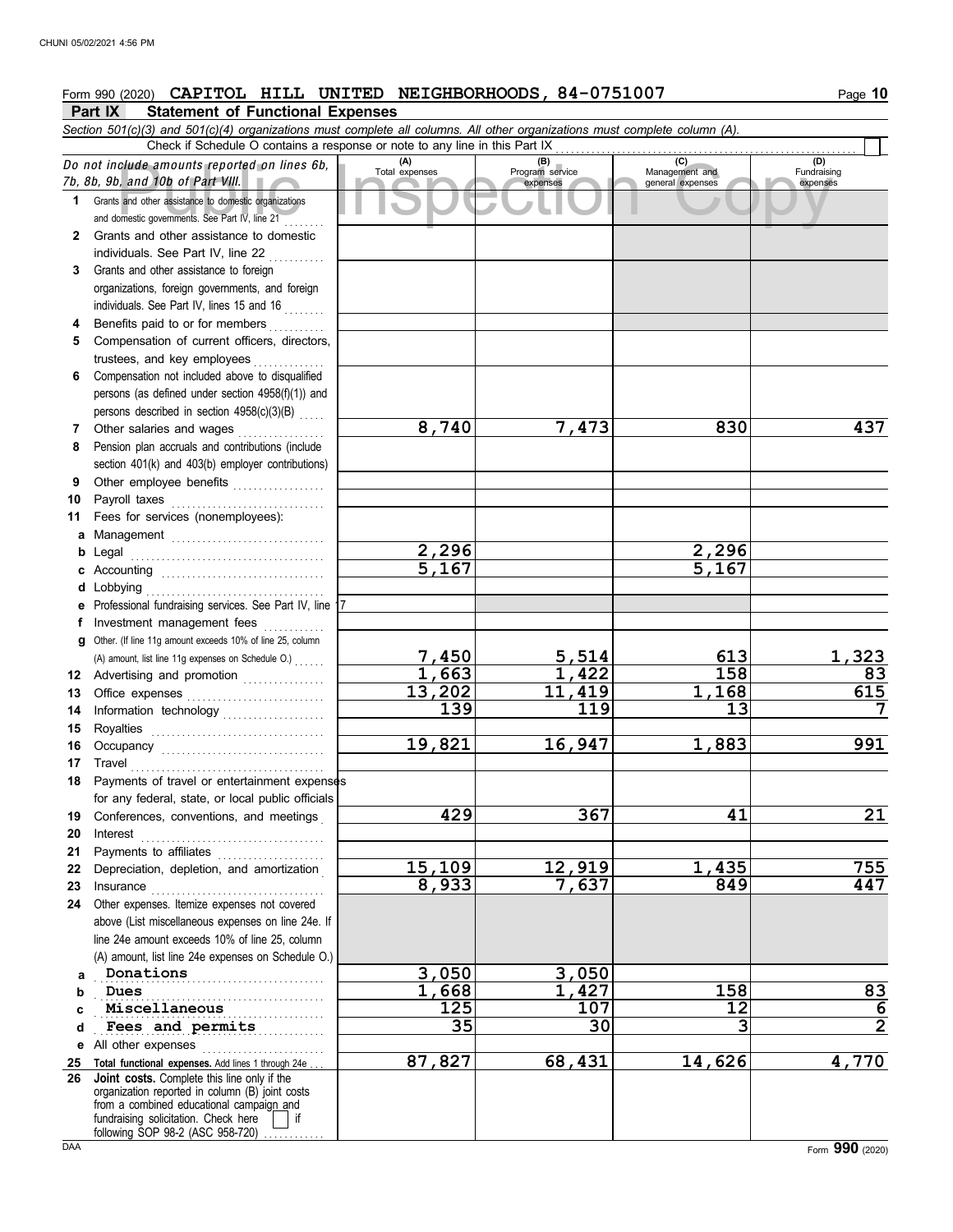Form 990 (2020) **CAPITOL HILL UNITED NEIGHBORHOODS, 84-0751007** Page **10**

## Part IX Statement of Functional Expenses

*Section 501(c)(3) and 501(c)(4) organizations must complete all columns. All other organizations must complete column (A).*

Check if Schedule O contains a response or note to any line in this Part IX

| *Do not include amounts reported on lines 6b, 7b, 8b, 9b, and 10b of Part VIII.* | (A) Total expenses | (B) Program service expenses | (C) Management and general expenses | (D) Fundraising expenses |
|---|---|---|---|---|
| **1** Grants and other assistance to domestic organizations and domestic governments. See Part IV, line 21 | | | | |
| **2** Grants and other assistance to domestic individuals. See Part IV, line 22 | | | | |
| **3** Grants and other assistance to foreign organizations, foreign governments, and foreign individuals. See Part IV, lines 15 and 16 | | | | |
| **4** Benefits paid to or for members | | | | |
| **5** Compensation of current officers, directors, trustees, and key employees | | | | |
| **6** Compensation not included above to disqualified persons (as defined under section 4958(f)(1)) and persons described in section 4958(c)(3)(B) | | | | |
| **7** Other salaries and wages | 8,740 | 7,473 | 830 | 437 |
| **8** Pension plan accruals and contributions (include section 401(k) and 403(b) employer contributions) | | | | |
| **9** Other employee benefits | | | | |
| **10** Payroll taxes | | | | |
| **11** Fees for services (nonemployees): | | | | |
| **a** Management | | | | |
| **b** Legal | 2,296 | | 2,296 | |
| **c** Accounting | 5,167 | | 5,167 | |
| **d** Lobbying | | | | |
| **e** Professional fundraising services. See Part IV, line 17 | | | | |
| **f** Investment management fees | | | | |
| **g** Other. (If line 11g amount exceeds 10% of line 25, column (A) amount, list line 11g expenses on Schedule O.) | 7,450 | 5,514 | 613 | 1,323 |
| **12** Advertising and promotion | 1,663 | 1,422 | 158 | 83 |
| **13** Office expenses | 13,202 | 11,419 | 1,168 | 615 |
| **14** Information technology | 139 | 119 | 13 | 7 |
| **15** Royalties | | | | |
| **16** Occupancy | 19,821 | 16,947 | 1,883 | 991 |
| **17** Travel | | | | |
| **18** Payments of travel or entertainment expenses for any federal, state, or local public officials | | | | |
| **19** Conferences, conventions, and meetings | 429 | 367 | 41 | 21 |
| **20** Interest | | | | |
| **21** Payments to affiliates | | | | |
| **22** Depreciation, depletion, and amortization | 15,109 | 12,919 | 1,435 | 755 |
| **23** Insurance | 8,933 | 7,637 | 849 | 447 |
| **24** Other expenses. Itemize expenses not covered above (List miscellaneous expenses on line 24e. If line 24e amount exceeds 10% of line 25, column (A) amount, list line 24e expenses on Schedule O.) | | | | |
| **a** Donations | 3,050 | 3,050 | | |
| **b** Dues | 1,668 | 1,427 | 158 | 83 |
| **c** Miscellaneous | 125 | 107 | 12 | 6 |
| **d** Fees and permits | 35 | 30 | 3 | 2 |
| **e** All other expenses | | | | |
| **25** **Total functional expenses.** Add lines 1 through 24e | 87,827 | 68,431 | 14,626 | 4,770 |
| **26** **Joint costs.** Complete this line only if the organization reported in column (B) joint costs from a combined educational campaign and fundraising solicitation. Check here [ ] if following SOP 98-2 (ASC 958-720) | | | | |

Form **990** (2020)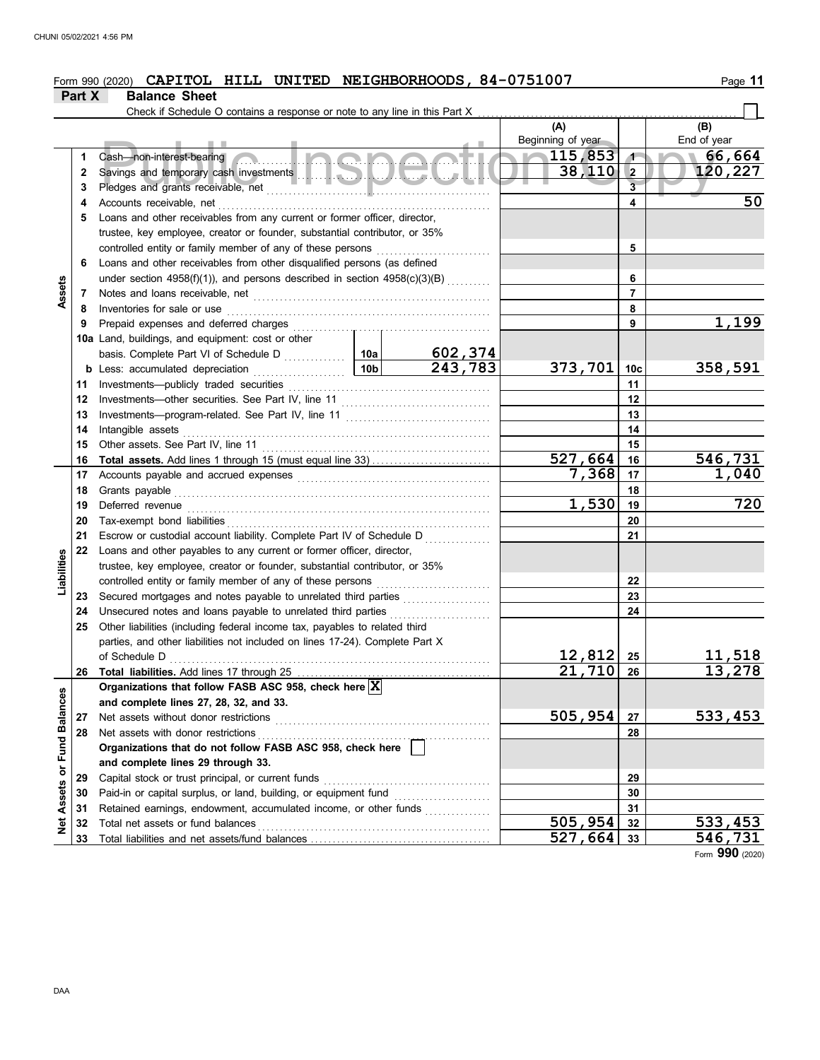Form 990 (2020) **CAPITOL HILL UNITED NEIGHBORHOODS, 84-0751007**

## Part X Balance Sheet

Check if Schedule O contains a response or note to any line in this Part X ☐

| | | | | | (A) Beginning of year | | (B) End of year |
|---|---|---|---|---|---|---|---|
| **Assets** | 1 | Cash—non-interest-bearing | | | 115,853 | 1 | 66,664 |
| | 2 | Savings and temporary cash investments | | | 38,110 | 2 | 120,227 |
| | 3 | Pledges and grants receivable, net | | | | 3 | |
| | 4 | Accounts receivable, net | | | | 4 | 50 |
| | 5 | Loans and other receivables from any current or former officer, director, trustee, key employee, creator or founder, substantial contributor, or 35% controlled entity or family member of any of these persons | | | | 5 | |
| | 6 | Loans and other receivables from other disqualified persons (as defined under section 4958(f)(1)), and persons described in section 4958(c)(3)(B) | | | | 6 | |
| | 7 | Notes and loans receivable, net | | | | 7 | |
| | 8 | Inventories for sale or use | | | | 8 | |
| | 9 | Prepaid expenses and deferred charges | | | | 9 | 1,199 |
| | 10a | Land, buildings, and equipment: cost or other basis. Complete Part VI of Schedule D | 10a | 602,374 | | | |
| | b | Less: accumulated depreciation | 10b | 243,783 | 373,701 | 10c | 358,591 |
| | 11 | Investments—publicly traded securities | | | | 11 | |
| | 12 | Investments—other securities. See Part IV, line 11 | | | | 12 | |
| | 13 | Investments—program-related. See Part IV, line 11 | | | | 13 | |
| | 14 | Intangible assets | | | | 14 | |
| | 15 | Other assets. See Part IV, line 11 | | | | 15 | |
| | 16 | **Total assets.** Add lines 1 through 15 (must equal line 33) | | | 527,664 | 16 | 546,731 |
| **Liabilities** | 17 | Accounts payable and accrued expenses | | | 7,368 | 17 | 1,040 |
| | 18 | Grants payable | | | | 18 | |
| | 19 | Deferred revenue | | | 1,530 | 19 | 720 |
| | 20 | Tax-exempt bond liabilities | | | | 20 | |
| | 21 | Escrow or custodial account liability. Complete Part IV of Schedule D | | | | 21 | |
| | 22 | Loans and other payables to any current or former officer, director, trustee, key employee, creator or founder, substantial contributor, or 35% controlled entity or family member of any of these persons | | | | 22 | |
| | 23 | Secured mortgages and notes payable to unrelated third parties | | | | 23 | |
| | 24 | Unsecured notes and loans payable to unrelated third parties | | | | 24 | |
| | 25 | Other liabilities (including federal income tax, payables to related third parties, and other liabilities not included on lines 17-24). Complete Part X of Schedule D | | | 12,812 | 25 | 11,518 |
| | 26 | **Total liabilities.** Add lines 17 through 25 | | | 21,710 | 26 | 13,278 |
| **Net Assets or Fund Balances** | | **Organizations that follow FASB ASC 958, check here** ☒ **and complete lines 27, 28, 32, and 33.** | | | | | |
| | 27 | Net assets without donor restrictions | | | 505,954 | 27 | 533,453 |
| | 28 | Net assets with donor restrictions | | | | 28 | |
| | | **Organizations that do not follow FASB ASC 958, check here** ☐ **and complete lines 29 through 33.** | | | | | |
| | 29 | Capital stock or trust principal, or current funds | | | | 29 | |
| | 30 | Paid-in or capital surplus, or land, building, or equipment fund | | | | 30 | |
| | 31 | Retained earnings, endowment, accumulated income, or other funds | | | | 31 | |
| | 32 | Total net assets or fund balances | | | 505,954 | 32 | 533,453 |
| | 33 | Total liabilities and net assets/fund balances | | | 527,664 | 33 | 546,731 |

Form **990** (2020)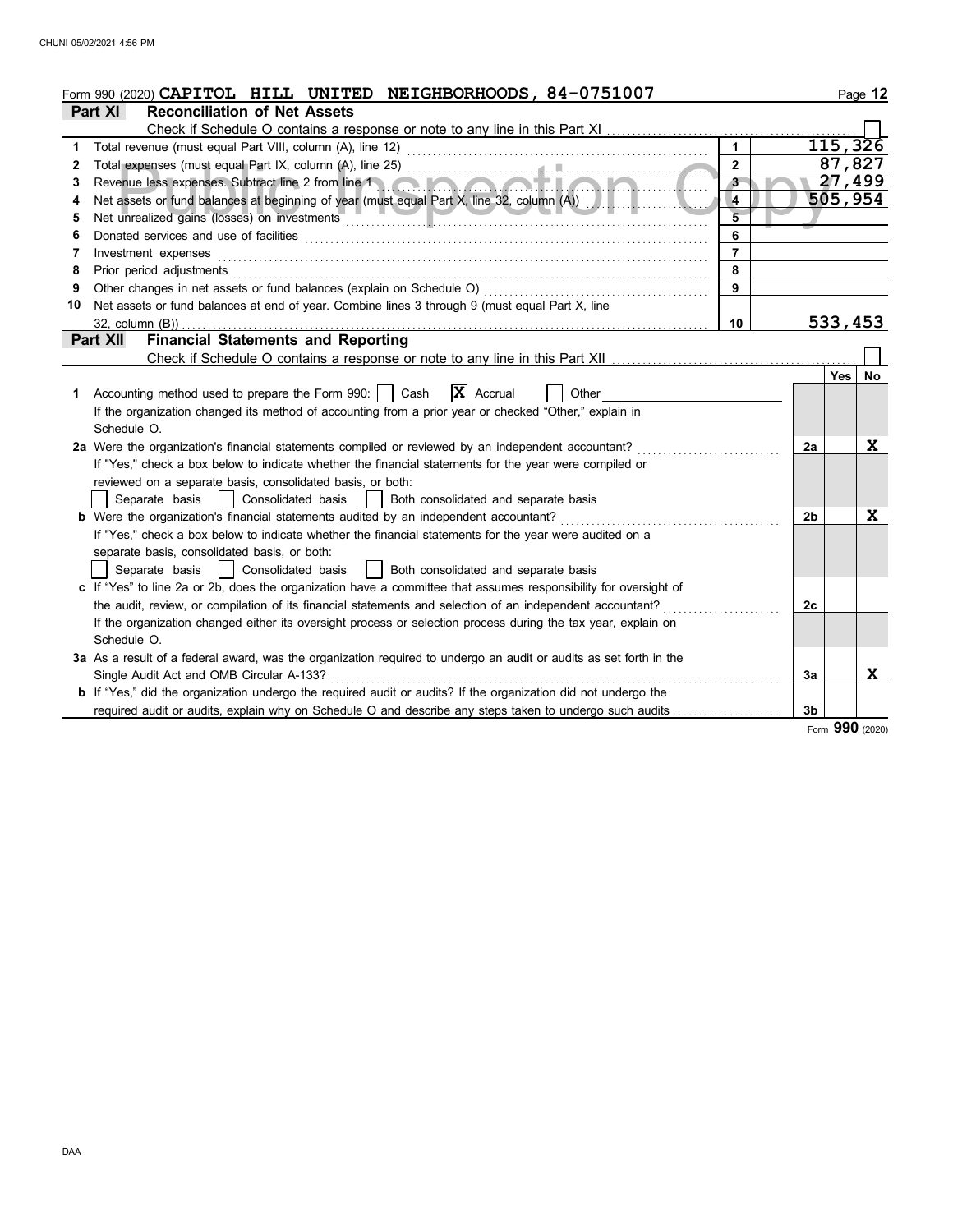Form 990 (2020) **CAPITOL HILL UNITED NEIGHBORHOODS, 84-0751007**

## Part XI Reconciliation of Net Assets

Check if Schedule O contains a response or note to any line in this Part XI ☐

| | | | |
|---|---|---|---|
| 1 | Total revenue (must equal Part VIII, column (A), line 12) | 1 | 115,326 |
| 2 | Total expenses (must equal Part IX, column (A), line 25) | 2 | 87,827 |
| 3 | Revenue less expenses. Subtract line 2 from line 1 | 3 | 27,499 |
| 4 | Net assets or fund balances at beginning of year (must equal Part X, line 32, column (A)) | 4 | 505,954 |
| 5 | Net unrealized gains (losses) on investments | 5 | |
| 6 | Donated services and use of facilities | 6 | |
| 7 | Investment expenses | 7 | |
| 8 | Prior period adjustments | 8 | |
| 9 | Other changes in net assets or fund balances (explain on Schedule O) | 9 | |
| 10 | Net assets or fund balances at end of year. Combine lines 3 through 9 (must equal Part X, line 32, column (B)) | 10 | 533,453 |

## Part XII Financial Statements and Reporting

Check if Schedule O contains a response or note to any line in this Part XII ☐

| | | | Yes | No |
|---|---|---|---|---|
| 1 | Accounting method used to prepare the Form 990: ☐ Cash ☒ Accrual ☐ Other<br>If the organization changed its method of accounting from a prior year or checked "Other," explain in Schedule O. | | | |
| 2a | Were the organization's financial statements compiled or reviewed by an independent accountant?<br>If "Yes," check a box below to indicate whether the financial statements for the year were compiled or reviewed on a separate basis, consolidated basis, or both:<br>☐ Separate basis ☐ Consolidated basis ☐ Both consolidated and separate basis | 2a | | X |
| b | Were the organization's financial statements audited by an independent accountant?<br>If "Yes," check a box below to indicate whether the financial statements for the year were audited on a separate basis, consolidated basis, or both:<br>☐ Separate basis ☐ Consolidated basis ☐ Both consolidated and separate basis | 2b | | X |
| c | If "Yes" to line 2a or 2b, does the organization have a committee that assumes responsibility for oversight of the audit, review, or compilation of its financial statements and selection of an independent accountant?<br>If the organization changed either its oversight process or selection process during the tax year, explain on Schedule O. | 2c | | |
| 3a | As a result of a federal award, was the organization required to undergo an audit or audits as set forth in the Single Audit Act and OMB Circular A-133? | 3a | | X |
| b | If "Yes," did the organization undergo the required audit or audits? If the organization did not undergo the required audit or audits, explain why on Schedule O and describe any steps taken to undergo such audits | 3b | | |

Form **990** (2020)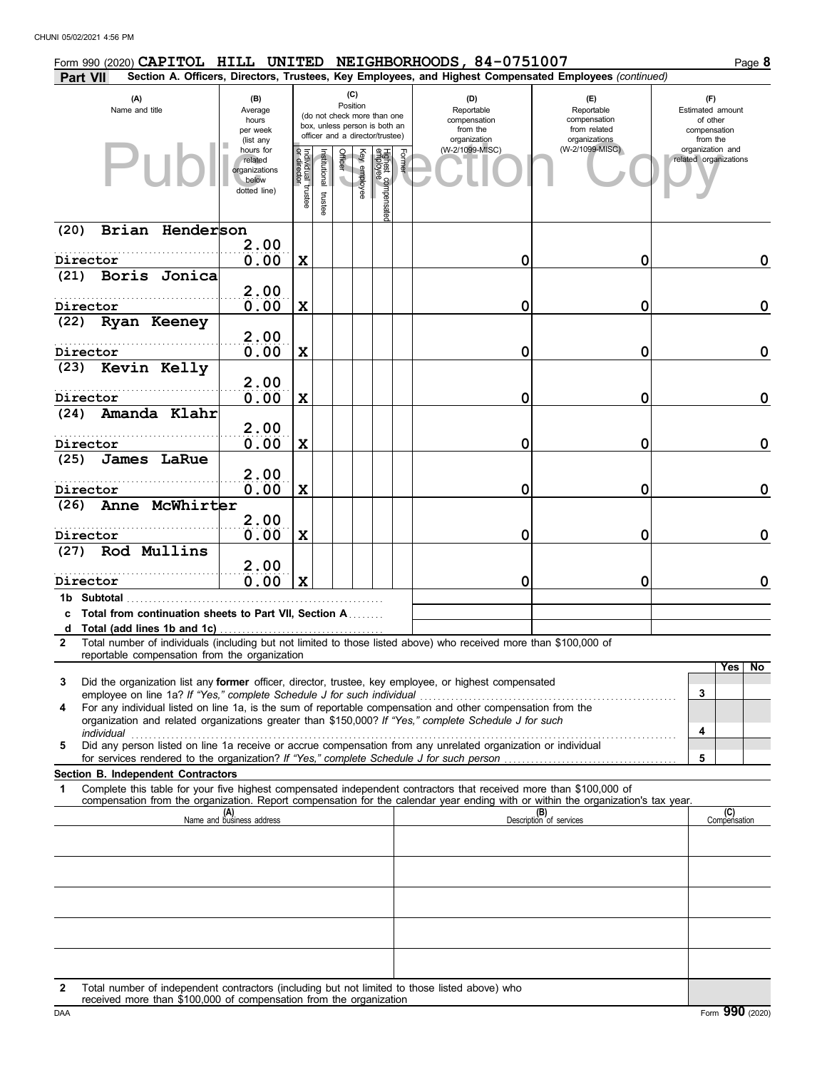Form 990 (2020) **CAPITOL HILL UNITED NEIGHBORHOODS, 84-0751007** Page **8**

**Part VII** **Section A. Officers, Directors, Trustees, Key Employees, and Highest Compensated Employees** *(continued)*

| (A) Name and title | (B) Average hours per week (list any hours for related organizations below dotted line) | (C) Position: Individual trustee or director | Institutional trustee | Officer | Key employee | Highest compensated employee | Former | (D) Reportable compensation from the organization (W-2/1099-MISC) | (E) Reportable compensation from related organizations (W-2/1099-MISC) | (F) Estimated amount of other compensation from the organization and related organizations |
|---|---|---|---|---|---|---|---|---|---|---|
| (20) Brian Henderson<br>Director | 2.00<br>0.00 | X | | | | | | 0 | 0 | 0 |
| (21) Boris Jonica<br>Director | 2.00<br>0.00 | X | | | | | | 0 | 0 | 0 |
| (22) Ryan Keeney<br>Director | 2.00<br>0.00 | X | | | | | | 0 | 0 | 0 |
| (23) Kevin Kelly<br>Director | 2.00<br>0.00 | X | | | | | | 0 | 0 | 0 |
| (24) Amanda Klahr<br>Director | 2.00<br>0.00 | X | | | | | | 0 | 0 | 0 |
| (25) James LaRue<br>Director | 2.00<br>0.00 | X | | | | | | 0 | 0 | 0 |
| (26) Anne McWhirter<br>Director | 2.00<br>0.00 | X | | | | | | 0 | 0 | 0 |
| (27) Rod Mullins<br>Director | 2.00<br>0.00 | X | | | | | | 0 | 0 | 0 |
| 1b Subtotal | | | | | | | | | | |
| c Total from continuation sheets to Part VII, Section A | | | | | | | | | | |
| d Total (add lines 1b and 1c) | | | | | | | | | | |

**2** Total number of individuals (including but not limited to those listed above) who received more than $100,000 of reportable compensation from the organization

| | | | Yes | No |
|---|---|---|---|---|
| **3** | Did the organization list any **former** officer, director, trustee, key employee, or highest compensated employee on line 1a? *If "Yes," complete Schedule J for such individual* | 3 | | |
| **4** | For any individual listed on line 1a, is the sum of reportable compensation and other compensation from the organization and related organizations greater than $150,000? *If "Yes," complete Schedule J for such individual* | 4 | | |
| **5** | Did any person listed on line 1a receive or accrue compensation from any unrelated organization or individual for services rendered to the organization? *If "Yes," complete Schedule J for such person* | 5 | | |

**Section B. Independent Contractors**

**1** Complete this table for your five highest compensated independent contractors that received more than $100,000 of compensation from the organization. Report compensation for the calendar year ending with or within the organization's tax year.

| (A) Name and business address | (B) Description of services | (C) Compensation |
|---|---|---|
| | | |
| | | |
| | | |
| | | |
| | | |

**2** Total number of independent contractors (including but not limited to those listed above) who received more than $100,000 of compensation from the organization

DAA Form **990** (2020)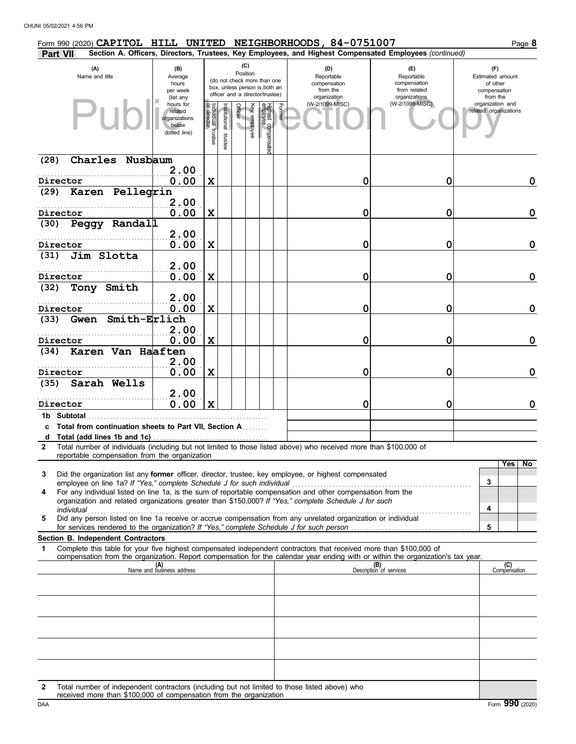Form 990 (2020) **CAPITOL HILL UNITED NEIGHBORHOODS, 84-0751007** Page **8**

**Part VII** **Section A. Officers, Directors, Trustees, Key Employees, and Highest Compensated Employees** *(continued)*

| (A) Name and title | (B) Average hours per week (list any hours for related organizations below dotted line) | (C) Position (do not check more than one box, unless person is both an officer and a director/trustee): Individual trustee or director | Institutional trustee | Officer | Key employee | Highest compensated employee | Former | (D) Reportable compensation from the organization (W-2/1099-MISC) | (E) Reportable compensation from related organizations (W-2/1099-MISC) | (F) Estimated amount of other compensation from the organization and related organizations |
|---|---|---|---|---|---|---|---|---|---|---|
| (28) Charles Nusbaum<br>Director | 2.00<br>0.00 | X | | | | | | 0 | 0 | 0 |
| (29) Karen Pellegrin<br>Director | 2.00<br>0.00 | X | | | | | | 0 | 0 | 0 |
| (30) Peggy Randall<br>Director | 2.00<br>0.00 | X | | | | | | 0 | 0 | 0 |
| (31) Jim Slotta<br>Director | 2.00<br>0.00 | X | | | | | | 0 | 0 | 0 |
| (32) Tony Smith<br>Director | 2.00<br>0.00 | X | | | | | | 0 | 0 | 0 |
| (33) Gwen Smith-Erlich<br>Director | 2.00<br>0.00 | X | | | | | | 0 | 0 | 0 |
| (34) Karen Van Haaften<br>Director | 2.00<br>0.00 | X | | | | | | 0 | 0 | 0 |
| (35) Sarah Wells<br>Director | 2.00<br>0.00 | X | | | | | | 0 | 0 | 0 |
| **1b Subtotal** | | | | | | | | | | |
| **c Total from continuation sheets to Part VII, Section A** | | | | | | | | | | |
| **d Total (add lines 1b and 1c)** | | | | | | | | | | |

**2** Total number of individuals (including but not limited to those listed above) who received more than $100,000 of reportable compensation from the organization

| | | Yes | No |
|---|---|---|---|
| **3** Did the organization list any **former** officer, director, trustee, key employee, or highest compensated employee on line 1a? *If "Yes," complete Schedule J for such individual* | 3 | | |
| **4** For any individual listed on line 1a, is the sum of reportable compensation and other compensation from the organization and related organizations greater than $150,000? *If "Yes," complete Schedule J for such individual* | 4 | | |
| **5** Did any person listed on line 1a receive or accrue compensation from any unrelated organization or individual for services rendered to the organization? *If "Yes," complete Schedule J for such person* | 5 | | |

**Section B. Independent Contractors**

**1** Complete this table for your five highest compensated independent contractors that received more than $100,000 of compensation from the organization. Report compensation for the calendar year ending with or within the organization's tax year.

| (A) Name and business address | (B) Description of services | (C) Compensation |
|---|---|---|
| | | |
| | | |
| | | |
| | | |
| | | |

**2** Total number of independent contractors (including but not limited to those listed above) who received more than $100,000 of compensation from the organization

Form **990** (2020)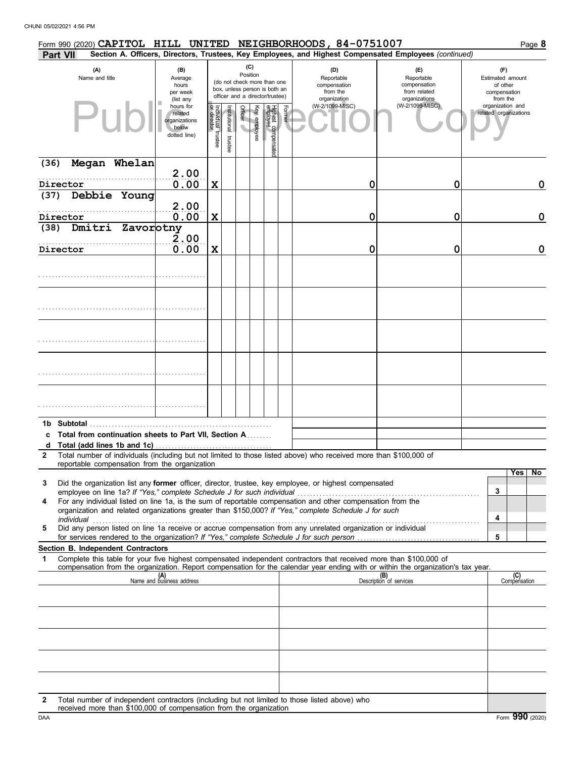Form 990 (2020) **CAPITOL HILL UNITED NEIGHBORHOODS, 84-0751007** Page **8**

**Part VII** **Section A. Officers, Directors, Trustees, Key Employees, and Highest Compensated Employees** *(continued)*

| (A) Name and title | (B) Average hours per week (list any hours for related organizations below dotted line) | (C) Position: Individual trustee or director | Institutional trustee | Officer | Key employee | Highest compensated employee | Former | (D) Reportable compensation from the organization (W-2/1099-MISC) | (E) Reportable compensation from related organizations (W-2/1099-MISC) | (F) Estimated amount of other compensation from the organization and related organizations |
|---|---|---|---|---|---|---|---|---|---|---|
| (36) Megan Whelan<br>Director | 2.00<br>0.00 | X | | | | | | 0 | 0 | 0 |
| (37) Debbie Young<br>Director | 2.00<br>0.00 | X | | | | | | 0 | 0 | 0 |
| (38) Dmitri Zavorotny<br>Director | 2.00<br>0.00 | X | | | | | | 0 | 0 | 0 |
| | | | | | | | | | | |
| | | | | | | | | | | |
| | | | | | | | | | | |
| | | | | | | | | | | |
| | | | | | | | | | | |

**1b Subtotal**

**c Total from continuation sheets to Part VII, Section A**

**d Total (add lines 1b and 1c)**

**2** Total number of individuals (including but not limited to those listed above) who received more than $100,000 of reportable compensation from the organization

| | | | Yes | No |
|---|---|---|---|---|
| **3** | Did the organization list any **former** officer, director, trustee, key employee, or highest compensated employee on line 1a? *If "Yes," complete Schedule J for such individual* | 3 | | |
| **4** | For any individual listed on line 1a, is the sum of reportable compensation and other compensation from the organization and related organizations greater than $150,000? *If "Yes," complete Schedule J for such individual* | 4 | | |
| **5** | Did any person listed on line 1a receive or accrue compensation from any unrelated organization or individual for services rendered to the organization? *If "Yes," complete Schedule J for such person* | 5 | | |

**Section B. Independent Contractors**

**1** Complete this table for your five highest compensated independent contractors that received more than $100,000 of compensation from the organization. Report compensation for the calendar year ending with or within the organization's tax year.

| (A) Name and business address | (B) Description of services | (C) Compensation |
|---|---|---|
| | | |
| | | |
| | | |
| | | |
| | | |

**2** Total number of independent contractors (including but not limited to those listed above) who received more than $100,000 of compensation from the organization

DAA Form **990** (2020)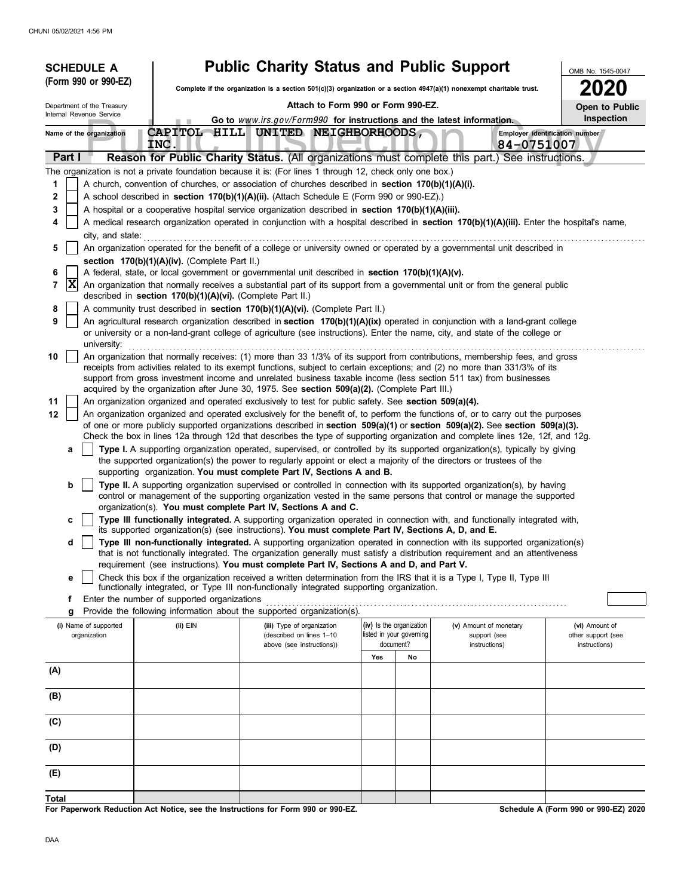CHUNI 05/02/2021 4:56 PM

**SCHEDULE A**
**(Form 990 or 990-EZ)**

Department of the Treasury
Internal Revenue Service

# Public Charity Status and Public Support

**Complete if the organization is a section 501(c)(3) organization or a section 4947(a)(1) nonexempt charitable trust.**

**Attach to Form 990 or Form 990-EZ.**

**Go to** *www.irs.gov/Form990* **for instructions and the latest information.**

OMB No. 1545-0047

**2020**

**Open to Public Inspection**

Public Inspection Copy

Name of the organization: CAPITOL HILL UNITED NEIGHBORHOODS, INC.

Employer identification number: 84-0751007

**Part I** **Reason for Public Charity Status.** (All organizations must complete this part.) See instructions.

The organization is not a private foundation because it is: (For lines 1 through 12, check only one box.)

1. [ ] A church, convention of churches, or association of churches described in **section 170(b)(1)(A)(i).**
2. [ ] A school described in **section 170(b)(1)(A)(ii).** (Attach Schedule E (Form 990 or 990-EZ).)
3. [ ] A hospital or a cooperative hospital service organization described in **section 170(b)(1)(A)(iii).**
4. [ ] A medical research organization operated in conjunction with a hospital described in **section 170(b)(1)(A)(iii).** Enter the hospital's name, city, and state:
5. [ ] An organization operated for the benefit of a college or university owned or operated by a governmental unit described in **section 170(b)(1)(A)(iv).** (Complete Part II.)
6. [ ] A federal, state, or local government or governmental unit described in **section 170(b)(1)(A)(v).**
7. [X] An organization that normally receives a substantial part of its support from a governmental unit or from the general public described in **section 170(b)(1)(A)(vi).** (Complete Part II.)
8. [ ] A community trust described in **section 170(b)(1)(A)(vi).** (Complete Part II.)
9. [ ] An agricultural research organization described in **section 170(b)(1)(A)(ix)** operated in conjunction with a land-grant college or university or a non-land-grant college of agriculture (see instructions). Enter the name, city, and state of the college or university:
10. [ ] An organization that normally receives: (1) more than 33 1/3% of its support from contributions, membership fees, and gross receipts from activities related to its exempt functions, subject to certain exceptions; and (2) no more than 331/3% of its support from gross investment income and unrelated business taxable income (less section 511 tax) from businesses acquired by the organization after June 30, 1975. See **section 509(a)(2).** (Complete Part III.)
11. [ ] An organization organized and operated exclusively to test for public safety. See **section 509(a)(4).**
12. [ ] An organization organized and operated exclusively for the benefit of, to perform the functions of, or to carry out the purposes of one or more publicly supported organizations described in **section 509(a)(1)** or **section 509(a)(2).** See **section 509(a)(3).** Check the box in lines 12a through 12d that describes the type of supporting organization and complete lines 12e, 12f, and 12g.
   - **a** [ ] **Type I.** A supporting organization operated, supervised, or controlled by its supported organization(s), typically by giving the supported organization(s) the power to regularly appoint or elect a majority of the directors or trustees of the supporting organization. **You must complete Part IV, Sections A and B.**
   - **b** [ ] **Type II.** A supporting organization supervised or controlled in connection with its supported organization(s), by having control or management of the supporting organization vested in the same persons that control or manage the supported organization(s). **You must complete Part IV, Sections A and C.**
   - **c** [ ] **Type III functionally integrated.** A supporting organization operated in connection with, and functionally integrated with, its supported organization(s) (see instructions). **You must complete Part IV, Sections A, D, and E.**
   - **d** [ ] **Type III non-functionally integrated.** A supporting organization operated in connection with its supported organization(s) that is not functionally integrated. The organization generally must satisfy a distribution requirement and an attentiveness requirement (see instructions). **You must complete Part IV, Sections A and D, and Part V.**
   - **e** [ ] Check this box if the organization received a written determination from the IRS that it is a Type I, Type II, Type III functionally integrated, or Type III non-functionally integrated supporting organization.
   - **f** Enter the number of supported organizations
   - **g** Provide the following information about the supported organization(s).

| (i) Name of supported organization | (ii) EIN | (iii) Type of organization (described on lines 1–10 above (see instructions)) | (iv) Is the organization listed in your governing document? Yes | No | (v) Amount of monetary support (see instructions) | (vi) Amount of other support (see instructions) |
|---|---|---|---|---|---|---|
| (A) | | | | | | |
| (B) | | | | | | |
| (C) | | | | | | |
| (D) | | | | | | |
| (E) | | | | | | |
| **Total** | | | | | | |

**For Paperwork Reduction Act Notice, see the Instructions for Form 990 or 990-EZ.**

**Schedule A (Form 990 or 990-EZ) 2020**

DAA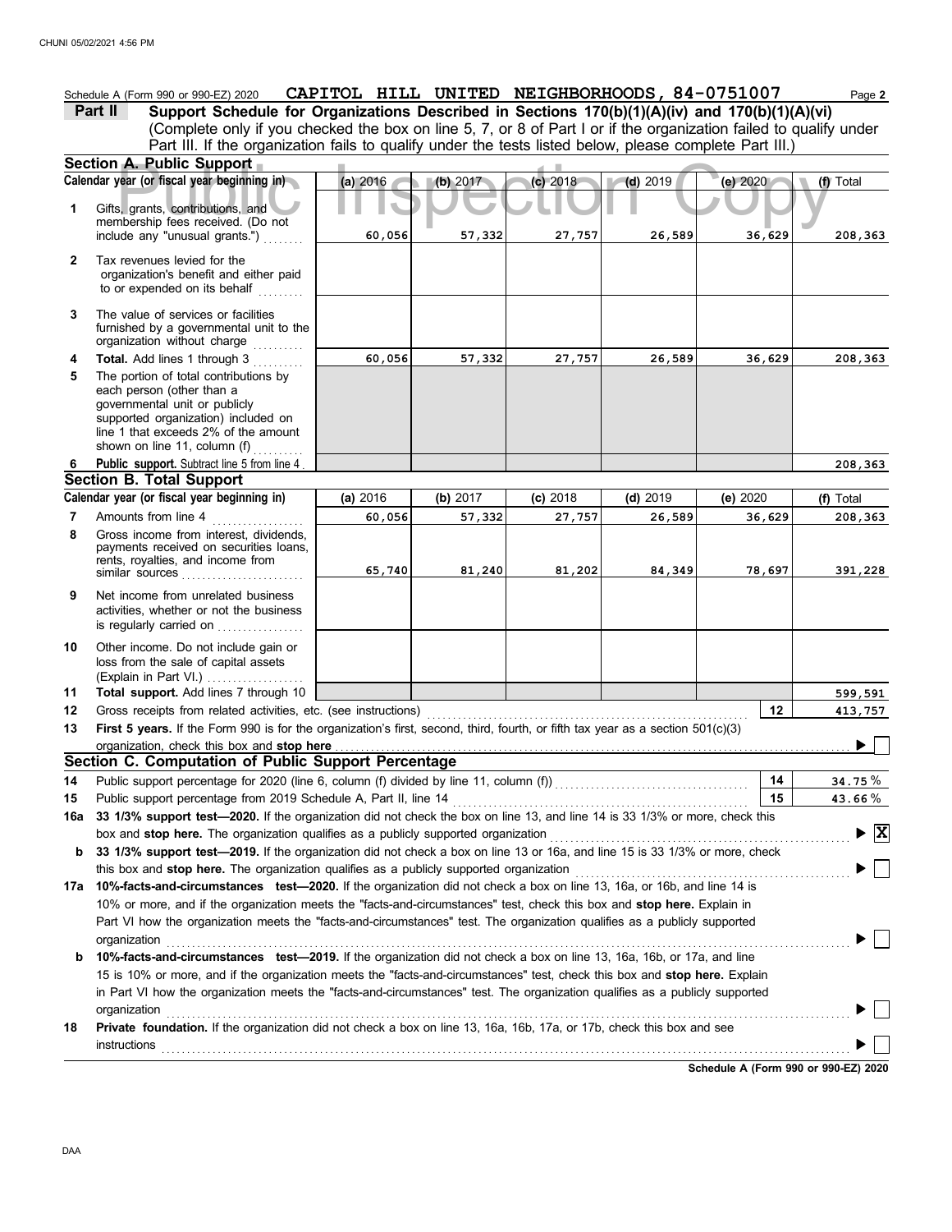Schedule A (Form 990 or 990-EZ) 2020 **CAPITOL HILL UNITED NEIGHBORHOODS, 84-0751007** Page **2**

**Part II** **Support Schedule for Organizations Described in Sections 170(b)(1)(A)(iv) and 170(b)(1)(A)(vi)** (Complete only if you checked the box on line 5, 7, or 8 of Part I or if the organization failed to qualify under Part III. If the organization fails to qualify under the tests listed below, please complete Part III.)

## Section A. Public Support

| Calendar year (or fiscal year beginning in) | (a) 2016 | (b) 2017 | (c) 2018 | (d) 2019 | (e) 2020 | (f) Total |
|---|---|---|---|---|---|---|
| **1** Gifts, grants, contributions, and membership fees received. (Do not include any "unusual grants.") | 60,056 | 57,332 | 27,757 | 26,589 | 36,629 | 208,363 |
| **2** Tax revenues levied for the organization's benefit and either paid to or expended on its behalf | | | | | | |
| **3** The value of services or facilities furnished by a governmental unit to the organization without charge | | | | | | |
| **4** **Total.** Add lines 1 through 3 | 60,056 | 57,332 | 27,757 | 26,589 | 36,629 | 208,363 |
| **5** The portion of total contributions by each person (other than a governmental unit or publicly supported organization) included on line 1 that exceeds 2% of the amount shown on line 11, column (f) | | | | | | |
| **6** **Public support.** Subtract line 5 from line 4 | | | | | | 208,363 |

## Section B. Total Support

| Calendar year (or fiscal year beginning in) | (a) 2016 | (b) 2017 | (c) 2018 | (d) 2019 | (e) 2020 | (f) Total |
|---|---|---|---|---|---|---|
| **7** Amounts from line 4 | 60,056 | 57,332 | 27,757 | 26,589 | 36,629 | 208,363 |
| **8** Gross income from interest, dividends, payments received on securities loans, rents, royalties, and income from similar sources | 65,740 | 81,240 | 81,202 | 84,349 | 78,697 | 391,228 |
| **9** Net income from unrelated business activities, whether or not the business is regularly carried on | | | | | | |
| **10** Other income. Do not include gain or loss from the sale of capital assets (Explain in Part VI.) | | | | | | |
| **11** **Total support.** Add lines 7 through 10 | | | | | | 599,591 |

**12** Gross receipts from related activities, etc. (see instructions) **12** 413,757

**13** **First 5 years.** If the Form 990 is for the organization's first, second, third, fourth, or fifth tax year as a section 501(c)(3) organization, check this box and **stop here** ☐

## Section C. Computation of Public Support Percentage

**14** Public support percentage for 2020 (line 6, column (f) divided by line 11, column (f)) **14** 34.75 %

**15** Public support percentage from 2019 Schedule A, Part II, line 14 **15** 43.66 %

**16a** **33 1/3% support test—2020.** If the organization did not check the box on line 13, and line 14 is 33 1/3% or more, check this box and **stop here.** The organization qualifies as a publicly supported organization ☒

**b** **33 1/3% support test—2019.** If the organization did not check a box on line 13 or 16a, and line 15 is 33 1/3% or more, check this box and **stop here.** The organization qualifies as a publicly supported organization ☐

**17a** **10%-facts-and-circumstances test—2020.** If the organization did not check a box on line 13, 16a, or 16b, and line 14 is 10% or more, and if the organization meets the "facts-and-circumstances" test, check this box and **stop here.** Explain in Part VI how the organization meets the "facts-and-circumstances" test. The organization qualifies as a publicly supported organization ☐

**b** **10%-facts-and-circumstances test—2019.** If the organization did not check a box on line 13, 16a, 16b, or 17a, and line 15 is 10% or more, and if the organization meets the "facts-and-circumstances" test, check this box and **stop here.** Explain in Part VI how the organization meets the "facts-and-circumstances" test. The organization qualifies as a publicly supported organization ☐

**18** **Private foundation.** If the organization did not check a box on line 13, 16a, 16b, 17a, or 17b, check this box and see instructions ☐

**Schedule A (Form 990 or 990-EZ) 2020**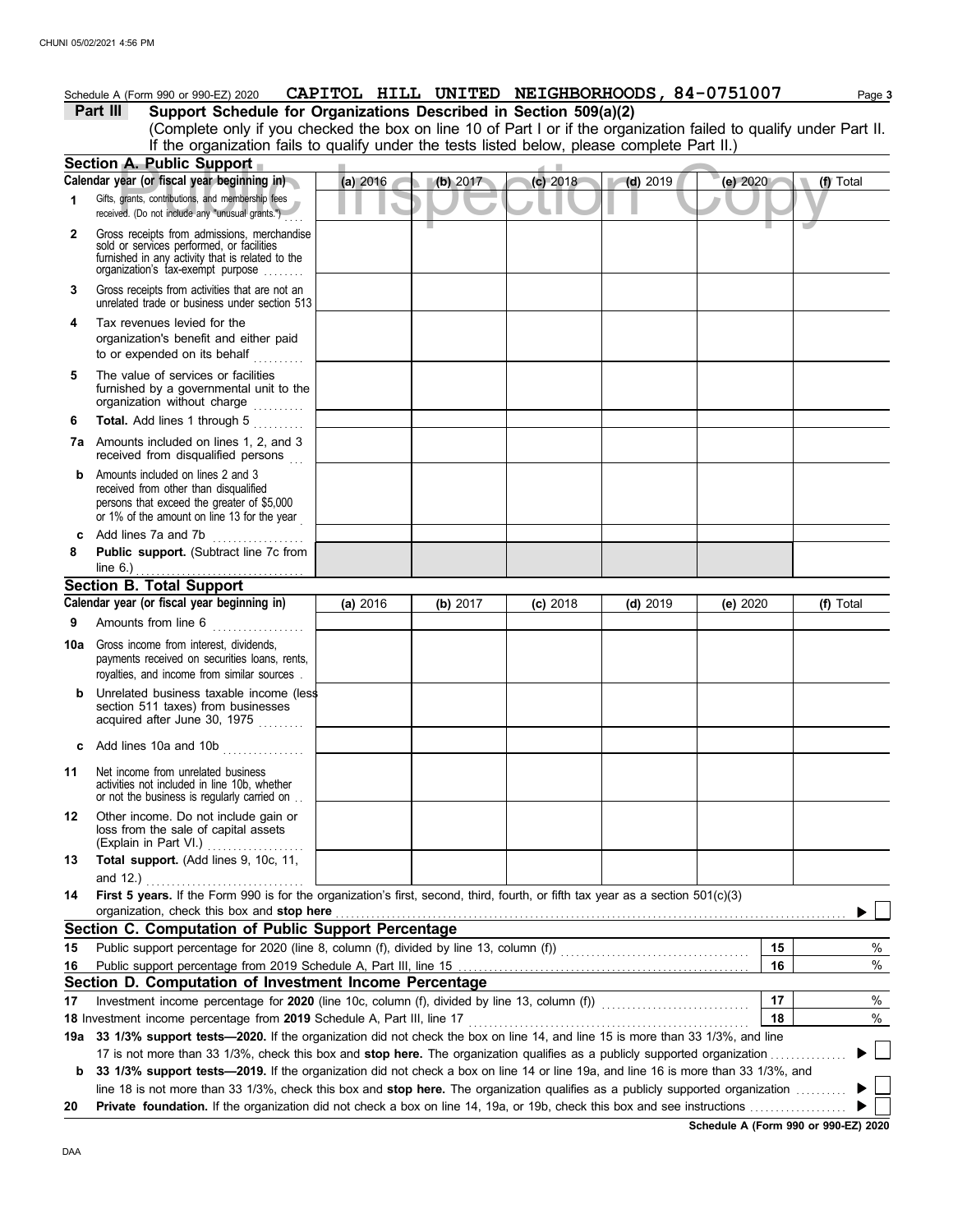Schedule A (Form 990 or 990-EZ) 2020 **CAPITOL HILL UNITED NEIGHBORHOODS, 84-0751007**

**Part III Support Schedule for Organizations Described in Section 509(a)(2)**

(Complete only if you checked the box on line 10 of Part I or if the organization failed to qualify under Part II. If the organization fails to qualify under the tests listed below, please complete Part II.)

## Section A. Public Support

| Calendar year (or fiscal year beginning in) | (a) 2016 | (b) 2017 | (c) 2018 | (d) 2019 | (e) 2020 | (f) Total |
|---|---|---|---|---|---|---|
| **1** Gifts, grants, contributions, and membership fees received. (Do not include any "unusual grants.") | | | | | | |
| **2** Gross receipts from admissions, merchandise sold or services performed, or facilities furnished in any activity that is related to the organization's tax-exempt purpose | | | | | | |
| **3** Gross receipts from activities that are not an unrelated trade or business under section 513 | | | | | | |
| **4** Tax revenues levied for the organization's benefit and either paid to or expended on its behalf | | | | | | |
| **5** The value of services or facilities furnished by a governmental unit to the organization without charge | | | | | | |
| **6** **Total.** Add lines 1 through 5 | | | | | | |
| **7a** Amounts included on lines 1, 2, and 3 received from disqualified persons | | | | | | |
| **b** Amounts included on lines 2 and 3 received from other than disqualified persons that exceed the greater of $5,000 or 1% of the amount on line 13 for the year | | | | | | |
| **c** Add lines 7a and 7b | | | | | | |
| **8** **Public support.** (Subtract line 7c from line 6.) | | | | | | |

## Section B. Total Support

| Calendar year (or fiscal year beginning in) | (a) 2016 | (b) 2017 | (c) 2018 | (d) 2019 | (e) 2020 | (f) Total |
|---|---|---|---|---|---|---|
| **9** Amounts from line 6 | | | | | | |
| **10a** Gross income from interest, dividends, payments received on securities loans, rents, royalties, and income from similar sources | | | | | | |
| **b** Unrelated business taxable income (less section 511 taxes) from businesses acquired after June 30, 1975 | | | | | | |
| **c** Add lines 10a and 10b | | | | | | |
| **11** Net income from unrelated business activities not included in line 10b, whether or not the business is regularly carried on | | | | | | |
| **12** Other income. Do not include gain or loss from the sale of capital assets (Explain in Part VI.) | | | | | | |
| **13** **Total support.** (Add lines 9, 10c, 11, and 12.) | | | | | | |

**14** **First 5 years.** If the Form 990 is for the organization's first, second, third, fourth, or fifth tax year as a section 501(c)(3) organization, check this box and **stop here** ▶ ☐

## Section C. Computation of Public Support Percentage

| | | | |
|---|---|---|---|
| **15** | Public support percentage for 2020 (line 8, column (f), divided by line 13, column (f)) | **15** | % |
| **16** | Public support percentage from 2019 Schedule A, Part III, line 15 | **16** | % |

## Section D. Computation of Investment Income Percentage

| | | | |
|---|---|---|---|
| **17** | Investment income percentage for **2020** (line 10c, column (f), divided by line 13, column (f)) | **17** | % |
| **18** | Investment income percentage from **2019** Schedule A, Part III, line 17 | **18** | % |

**19a** **33 1/3% support tests—2020.** If the organization did not check the box on line 14, and line 15 is more than 33 1/3%, and line 17 is not more than 33 1/3%, check this box and **stop here.** The organization qualifies as a publicly supported organization ▶ ☐

**b** **33 1/3% support tests—2019.** If the organization did not check a box on line 14 or line 19a, and line 16 is more than 33 1/3%, and line 18 is not more than 33 1/3%, check this box and **stop here.** The organization qualifies as a publicly supported organization ▶ ☐

**20** **Private foundation.** If the organization did not check a box on line 14, 19a, or 19b, check this box and see instructions ▶ ☐

**Schedule A (Form 990 or 990-EZ) 2020**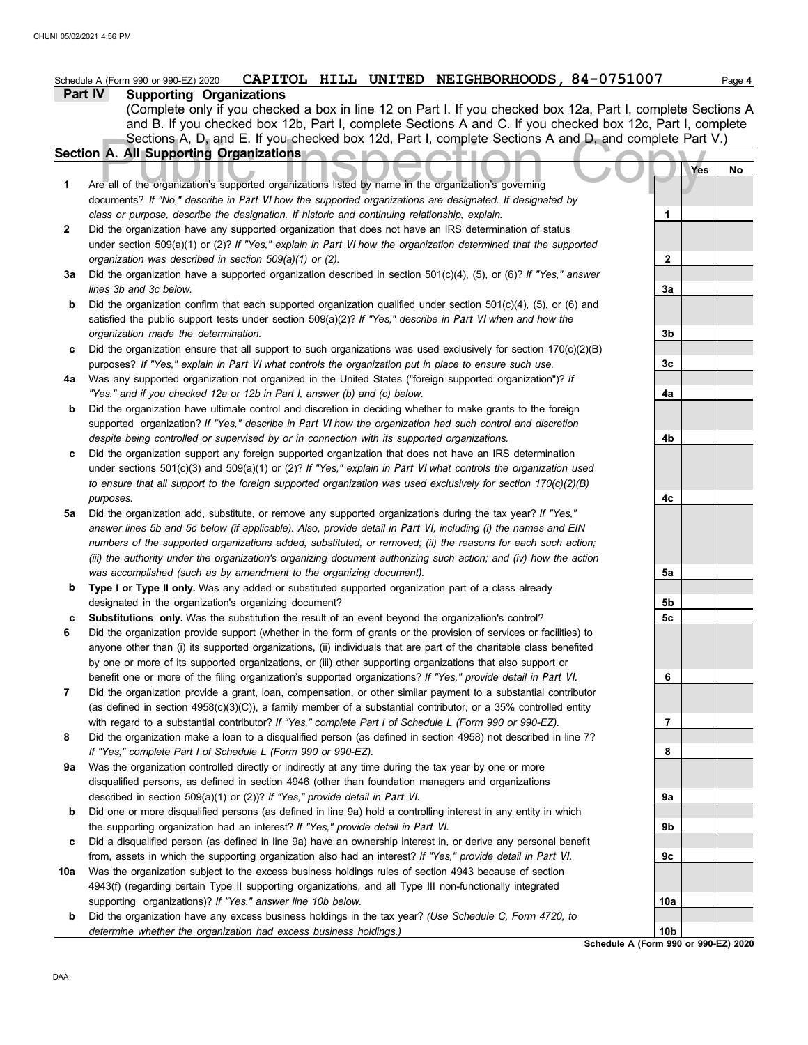Schedule A (Form 990 or 990-EZ) 2020 **CAPITOL HILL UNITED NEIGHBORHOODS, 84-0751007** Page **4**

## Part IV Supporting Organizations

(Complete only if you checked a box in line 12 on Part I. If you checked box 12a, Part I, complete Sections A and B. If you checked box 12b, Part I, complete Sections A and C. If you checked box 12c, Part I, complete Sections A, D, and E. If you checked box 12d, Part I, complete Sections A and D, and complete Part V.)

### Section A. All Supporting Organizations

| | | | Yes | No |
|---|---|---|---|---|
| **1** | Are all of the organization's supported organizations listed by name in the organization's governing documents? *If "No," describe in Part VI how the supported organizations are designated. If designated by class or purpose, describe the designation. If historic and continuing relationship, explain.* | **1** | | |
| **2** | Did the organization have any supported organization that does not have an IRS determination of status under section 509(a)(1) or (2)? *If "Yes," explain in Part VI how the organization determined that the supported organization was described in section 509(a)(1) or (2).* | **2** | | |
| **3a** | Did the organization have a supported organization described in section 501(c)(4), (5), or (6)? *If "Yes," answer lines 3b and 3c below.* | **3a** | | |
| **b** | Did the organization confirm that each supported organization qualified under section 501(c)(4), (5), or (6) and satisfied the public support tests under section 509(a)(2)? *If "Yes," describe in Part VI when and how the organization made the determination.* | **3b** | | |
| **c** | Did the organization ensure that all support to such organizations was used exclusively for section 170(c)(2)(B) purposes? *If "Yes," explain in Part VI what controls the organization put in place to ensure such use.* | **3c** | | |
| **4a** | Was any supported organization not organized in the United States ("foreign supported organization")? *If "Yes," and if you checked 12a or 12b in Part I, answer (b) and (c) below.* | **4a** | | |
| **b** | Did the organization have ultimate control and discretion in deciding whether to make grants to the foreign supported organization? *If "Yes," describe in Part VI how the organization had such control and discretion despite being controlled or supervised by or in connection with its supported organizations.* | **4b** | | |
| **c** | Did the organization support any foreign supported organization that does not have an IRS determination under sections 501(c)(3) and 509(a)(1) or (2)? *If "Yes," explain in Part VI what controls the organization used to ensure that all support to the foreign supported organization was used exclusively for section 170(c)(2)(B) purposes.* | **4c** | | |
| **5a** | Did the organization add, substitute, or remove any supported organizations during the tax year? *If "Yes," answer lines 5b and 5c below (if applicable). Also, provide detail in Part VI, including (i) the names and EIN numbers of the supported organizations added, substituted, or removed; (ii) the reasons for each such action; (iii) the authority under the organization's organizing document authorizing such action; and (iv) how the action was accomplished (such as by amendment to the organizing document).* | **5a** | | |
| **b** | **Type I or Type II only.** Was any added or substituted supported organization part of a class already designated in the organization's organizing document? | **5b** | | |
| **c** | **Substitutions only.** Was the substitution the result of an event beyond the organization's control? | **5c** | | |
| **6** | Did the organization provide support (whether in the form of grants or the provision of services or facilities) to anyone other than (i) its supported organizations, (ii) individuals that are part of the charitable class benefited by one or more of its supported organizations, or (iii) other supporting organizations that also support or benefit one or more of the filing organization's supported organizations? *If "Yes," provide detail in Part VI.* | **6** | | |
| **7** | Did the organization provide a grant, loan, compensation, or other similar payment to a substantial contributor (as defined in section 4958(c)(3)(C)), a family member of a substantial contributor, or a 35% controlled entity with regard to a substantial contributor? *If "Yes," complete Part I of Schedule L (Form 990 or 990-EZ).* | **7** | | |
| **8** | Did the organization make a loan to a disqualified person (as defined in section 4958) not described in line 7? *If "Yes," complete Part I of Schedule L (Form 990 or 990-EZ).* | **8** | | |
| **9a** | Was the organization controlled directly or indirectly at any time during the tax year by one or more disqualified persons, as defined in section 4946 (other than foundation managers and organizations described in section 509(a)(1) or (2))? *If "Yes," provide detail in Part VI.* | **9a** | | |
| **b** | Did one or more disqualified persons (as defined in line 9a) hold a controlling interest in any entity in which the supporting organization had an interest? *If "Yes," provide detail in Part VI.* | **9b** | | |
| **c** | Did a disqualified person (as defined in line 9a) have an ownership interest in, or derive any personal benefit from, assets in which the supporting organization also had an interest? *If "Yes," provide detail in Part VI.* | **9c** | | |
| **10a** | Was the organization subject to the excess business holdings rules of section 4943 because of section 4943(f) (regarding certain Type II supporting organizations, and all Type III non-functionally integrated supporting organizations)? *If "Yes," answer line 10b below.* | **10a** | | |
| **b** | Did the organization have any excess business holdings in the tax year? *(Use Schedule C, Form 4720, to determine whether the organization had excess business holdings.)* | **10b** | | |

**Schedule A (Form 990 or 990-EZ) 2020**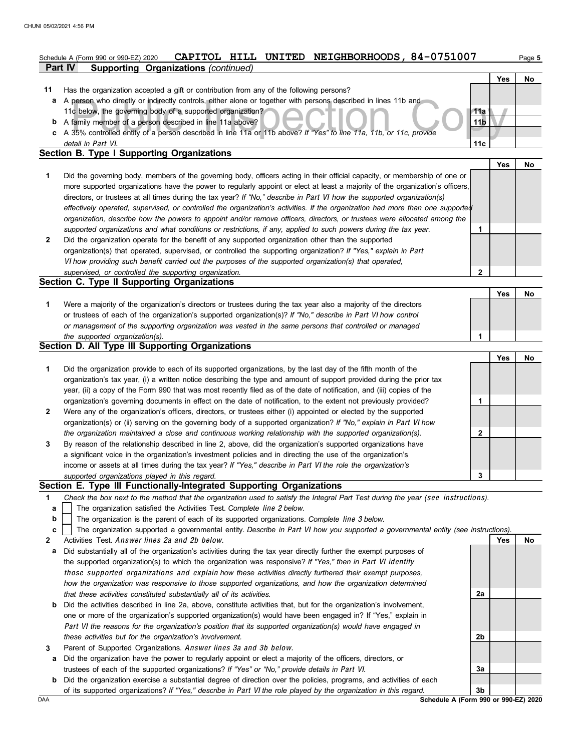Schedule A (Form 990 or 990-EZ) 2020 **CAPITOL HILL UNITED NEIGHBORHOODS, 84-0751007** Page 5

**Part IV Supporting Organizations** *(continued)*

| | | | Yes | No |
|---|---|---|---|---|
| **11** | Has the organization accepted a gift or contribution from any of the following persons? | | | |
| **a** | A person who directly or indirectly controls, either alone or together with persons described in lines 11b and 11c below, the governing body of a supported organization? | **11a** | | |
| **b** | A family member of a person described in line 11a above? | **11b** | | |
| **c** | A 35% controlled entity of a person described in line 11a or 11b above? *If "Yes" to line 11a, 11b, or 11c, provide detail in Part VI.* | **11c** | | |

## Section B. Type I Supporting Organizations

| | | | Yes | No |
|---|---|---|---|---|
| **1** | Did the governing body, members of the governing body, officers acting in their official capacity, or membership of one or more supported organizations have the power to regularly appoint or elect a majority of the organization's officers, directors, or trustees at all times during the tax year? *If "No," describe in Part VI how the supported organization(s) effectively operated, supervised, or controlled the organization's activities. If the organization had more than one supported organization, describe how the powers to appoint and/or remove officers, directors, or trustees were allocated among the supported organizations and what conditions or restrictions, if any, applied to such powers during the tax year.* | **1** | | |
| **2** | Did the organization operate for the benefit of any supported organization other than the supported organization(s) that operated, supervised, or controlled the supporting organization? *If "Yes," explain in Part VI how providing such benefit carried out the purposes of the supported organization(s) that operated, supervised, or controlled the supporting organization.* | **2** | | |

## Section C. Type II Supporting Organizations

| | | | Yes | No |
|---|---|---|---|---|
| **1** | Were a majority of the organization's directors or trustees during the tax year also a majority of the directors or trustees of each of the organization's supported organization(s)? *If "No," describe in Part VI how control or management of the supporting organization was vested in the same persons that controlled or managed the supported organization(s).* | **1** | | |

## Section D. All Type III Supporting Organizations

| | | | Yes | No |
|---|---|---|---|---|
| **1** | Did the organization provide to each of its supported organizations, by the last day of the fifth month of the organization's tax year, (i) a written notice describing the type and amount of support provided during the prior tax year, (ii) a copy of the Form 990 that was most recently filed as of the date of notification, and (iii) copies of the organization's governing documents in effect on the date of notification, to the extent not previously provided? | **1** | | |
| **2** | Were any of the organization's officers, directors, or trustees either (i) appointed or elected by the supported organization(s) or (ii) serving on the governing body of a supported organization? *If "No," explain in Part VI how the organization maintained a close and continuous working relationship with the supported organization(s).* | **2** | | |
| **3** | By reason of the relationship described in line 2, above, did the organization's supported organizations have a significant voice in the organization's investment policies and in directing the use of the organization's income or assets at all times during the tax year? *If "Yes," describe in Part VI the role the organization's supported organizations played in this regard.* | **3** | | |

## Section E. Type III Functionally-Integrated Supporting Organizations

**1** *Check the box next to the method that the organization used to satisfy the Integral Part Test during the year (see instructions).*

- **a** ☐ The organization satisfied the Activities Test. *Complete line 2 below.*
- **b** ☐ The organization is the parent of each of its supported organizations. *Complete line 3 below.*
- **c** ☐ The organization supported a governmental entity. *Describe in Part VI how you supported a governmental entity (see instructions).*

| | | | Yes | No |
|---|---|---|---|---|
| **2** | Activities Test. *Answer lines 2a and 2b below.* | | | |
| **a** | Did substantially all of the organization's activities during the tax year directly further the exempt purposes of the supported organization(s) to which the organization was responsive? *If "Yes," then in Part VI identify those supported organizations and explain how these activities directly furthered their exempt purposes, how the organization was responsive to those supported organizations, and how the organization determined that these activities constituted substantially all of its activities.* | **2a** | | |
| **b** | Did the activities described in line 2a, above, constitute activities that, but for the organization's involvement, one or more of the organization's supported organization(s) would have been engaged in? If "Yes," explain in *Part VI the reasons for the organization's position that its supported organization(s) would have engaged in these activities but for the organization's involvement.* | **2b** | | |
| **3** | Parent of Supported Organizations. *Answer lines 3a and 3b below.* | | | |
| **a** | Did the organization have the power to regularly appoint or elect a majority of the officers, directors, or trustees of each of the supported organizations? *If "Yes" or "No," provide details in Part VI.* | **3a** | | |
| **b** | Did the organization exercise a substantial degree of direction over the policies, programs, and activities of each of its supported organizations? *If "Yes," describe in Part VI the role played by the organization in this regard.* | **3b** | | |

DAA **Schedule A (Form 990 or 990-EZ) 2020**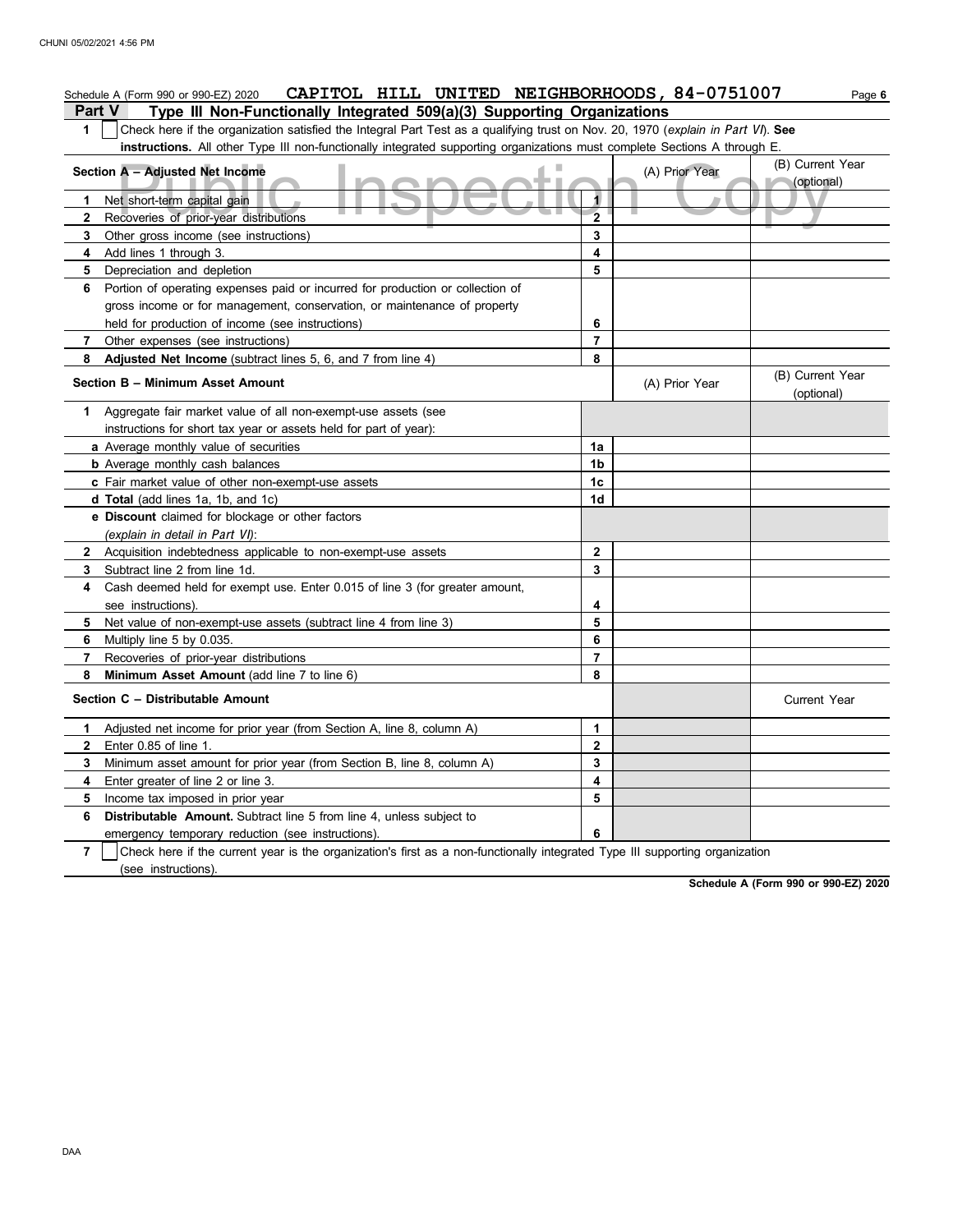Schedule A (Form 990 or 990-EZ) 2020 **CAPITOL HILL UNITED NEIGHBORHOODS, 84-0751007** Page **6**

## Part V Type III Non-Functionally Integrated 509(a)(3) Supporting Organizations

**1** ☐ Check here if the organization satisfied the Integral Part Test as a qualifying trust on Nov. 20, 1970 (*explain in Part VI*). **See instructions.** All other Type III non-functionally integrated supporting organizations must complete Sections A through E.

| **Section A – Adjusted Net Income** | | (A) Prior Year | (B) Current Year (optional) |
|---|---|---|---|
| **1** Net short-term capital gain | 1 | | |
| **2** Recoveries of prior-year distributions | 2 | | |
| **3** Other gross income (see instructions) | 3 | | |
| **4** Add lines 1 through 3. | 4 | | |
| **5** Depreciation and depletion | 5 | | |
| **6** Portion of operating expenses paid or incurred for production or collection of gross income or for management, conservation, or maintenance of property held for production of income (see instructions) | 6 | | |
| **7** Other expenses (see instructions) | 7 | | |
| **8** **Adjusted Net Income** (subtract lines 5, 6, and 7 from line 4) | 8 | | |

| **Section B – Minimum Asset Amount** | | (A) Prior Year | (B) Current Year (optional) |
|---|---|---|---|
| **1** Aggregate fair market value of all non-exempt-use assets (see instructions for short tax year or assets held for part of year): | | | |
| **a** Average monthly value of securities | 1a | | |
| **b** Average monthly cash balances | 1b | | |
| **c** Fair market value of other non-exempt-use assets | 1c | | |
| **d** **Total** (add lines 1a, 1b, and 1c) | 1d | | |
| **e** **Discount** claimed for blockage or other factors (*explain in detail in Part VI*): | | | |
| **2** Acquisition indebtedness applicable to non-exempt-use assets | 2 | | |
| **3** Subtract line 2 from line 1d. | 3 | | |
| **4** Cash deemed held for exempt use. Enter 0.015 of line 3 (for greater amount, see instructions). | 4 | | |
| **5** Net value of non-exempt-use assets (subtract line 4 from line 3) | 5 | | |
| **6** Multiply line 5 by 0.035. | 6 | | |
| **7** Recoveries of prior-year distributions | 7 | | |
| **8** **Minimum Asset Amount** (add line 7 to line 6) | 8 | | |

| **Section C – Distributable Amount** | | | Current Year |
|---|---|---|---|
| **1** Adjusted net income for prior year (from Section A, line 8, column A) | 1 | | |
| **2** Enter 0.85 of line 1. | 2 | | |
| **3** Minimum asset amount for prior year (from Section B, line 8, column A) | 3 | | |
| **4** Enter greater of line 2 or line 3. | 4 | | |
| **5** Income tax imposed in prior year | 5 | | |
| **6** **Distributable Amount.** Subtract line 5 from line 4, unless subject to emergency temporary reduction (see instructions). | 6 | | |

**7** ☐ Check here if the current year is the organization's first as a non-functionally integrated Type III supporting organization (see instructions).

**Schedule A (Form 990 or 990-EZ) 2020**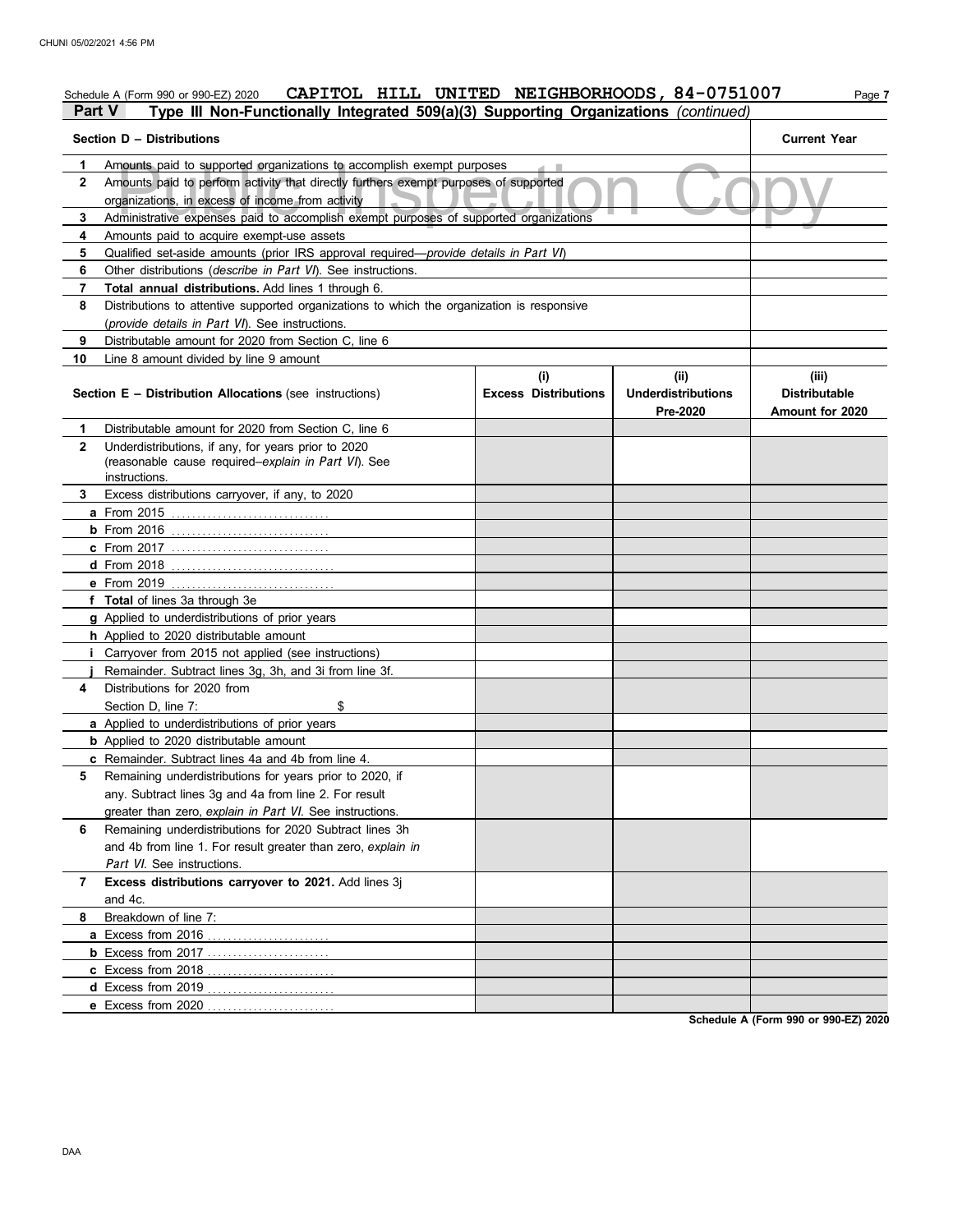Schedule A (Form 990 or 990-EZ) 2020 **CAPITOL HILL UNITED NEIGHBORHOODS, 84-0751007**

## Part V Type III Non-Functionally Integrated 509(a)(3) Supporting Organizations *(continued)*

| **Section D – Distributions** | | **Current Year** |
|---|---|---|
| 1 | Amounts paid to supported organizations to accomplish exempt purposes | |
| 2 | Amounts paid to perform activity that directly furthers exempt purposes of supported organizations, in excess of income from activity | |
| 3 | Administrative expenses paid to accomplish exempt purposes of supported organizations | |
| 4 | Amounts paid to acquire exempt-use assets | |
| 5 | Qualified set-aside amounts (prior IRS approval required—*provide details in Part VI*) | |
| 6 | Other distributions (*describe in Part VI*). See instructions. | |
| 7 | **Total annual distributions.** Add lines 1 through 6. | |
| 8 | Distributions to attentive supported organizations to which the organization is responsive (*provide details in Part VI*). See instructions. | |
| 9 | Distributable amount for 2020 from Section C, line 6 | |
| 10 | Line 8 amount divided by line 9 amount | |

| **Section E – Distribution Allocations** (see instructions) | | (i) **Excess Distributions** | (ii) **Underdistributions Pre-2020** | (iii) **Distributable Amount for 2020** |
|---|---|---|---|---|
| 1 | Distributable amount for 2020 from Section C, line 6 | | | |
| 2 | Underdistributions, if any, for years prior to 2020 (reasonable cause required–*explain in Part VI*). See instructions. | | | |
| 3 | Excess distributions carryover, if any, to 2020 | | | |
| | **a** From 2015 | | | |
| | **b** From 2016 | | | |
| | **c** From 2017 | | | |
| | **d** From 2018 | | | |
| | **e** From 2019 | | | |
| | **f Total** of lines 3a through 3e | | | |
| | **g** Applied to underdistributions of prior years | | | |
| | **h** Applied to 2020 distributable amount | | | |
| | **i** Carryover from 2015 not applied (see instructions) | | | |
| | **j** Remainder. Subtract lines 3g, 3h, and 3i from line 3f. | | | |
| 4 | Distributions for 2020 from Section D, line 7: $ | | | |
| | **a** Applied to underdistributions of prior years | | | |
| | **b** Applied to 2020 distributable amount | | | |
| | **c** Remainder. Subtract lines 4a and 4b from line 4. | | | |
| 5 | Remaining underdistributions for years prior to 2020, if any. Subtract lines 3g and 4a from line 2. For result greater than zero, *explain in Part VI*. See instructions. | | | |
| 6 | Remaining underdistributions for 2020 Subtract lines 3h and 4b from line 1. For result greater than zero, *explain in Part VI*. See instructions. | | | |
| 7 | **Excess distributions carryover to 2021.** Add lines 3j and 4c. | | | |
| 8 | Breakdown of line 7: | | | |
| | **a** Excess from 2016 | | | |
| | **b** Excess from 2017 | | | |
| | **c** Excess from 2018 | | | |
| | **d** Excess from 2019 | | | |
| | **e** Excess from 2020 | | | |

**Schedule A (Form 990 or 990-EZ) 2020**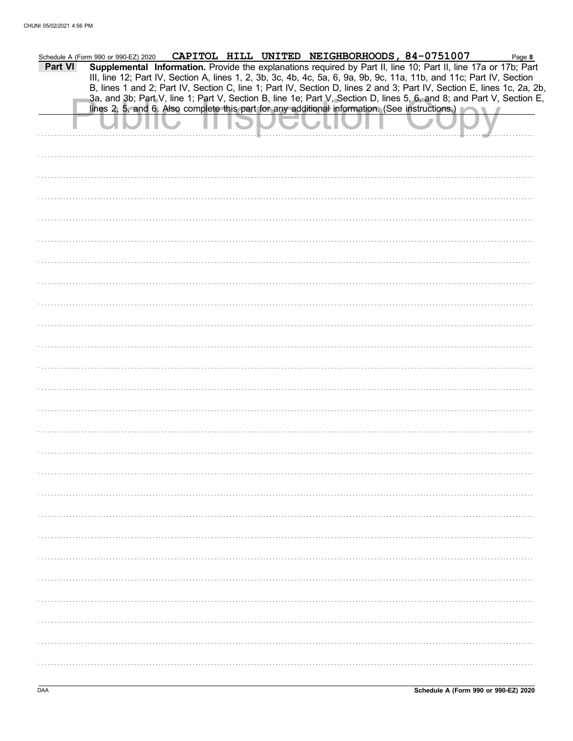Schedule A (Form 990 or 990-EZ) 2020 **CAPITOL HILL UNITED NEIGHBORHOODS, 84-0751007** Page **8**

**Part VI** **Supplemental Information.** Provide the explanations required by Part II, line 10; Part II, line 17a or 17b; Part III, line 12; Part IV, Section A, lines 1, 2, 3b, 3c, 4b, 4c, 5a, 6, 9a, 9b, 9c, 11a, 11b, and 11c; Part IV, Section B, lines 1 and 2; Part IV, Section C, line 1; Part IV, Section D, lines 2 and 3; Part IV, Section E, lines 1c, 2a, 2b, 3a, and 3b; Part V, line 1; Part V, Section B, line 1e; Part V, Section D, lines 5, 6, and 8; and Part V, Section E, lines 2, 5, and 6. Also complete this part for any additional information. (See instructions.)

Public Inspection Copy

DAA **Schedule A (Form 990 or 990-EZ) 2020**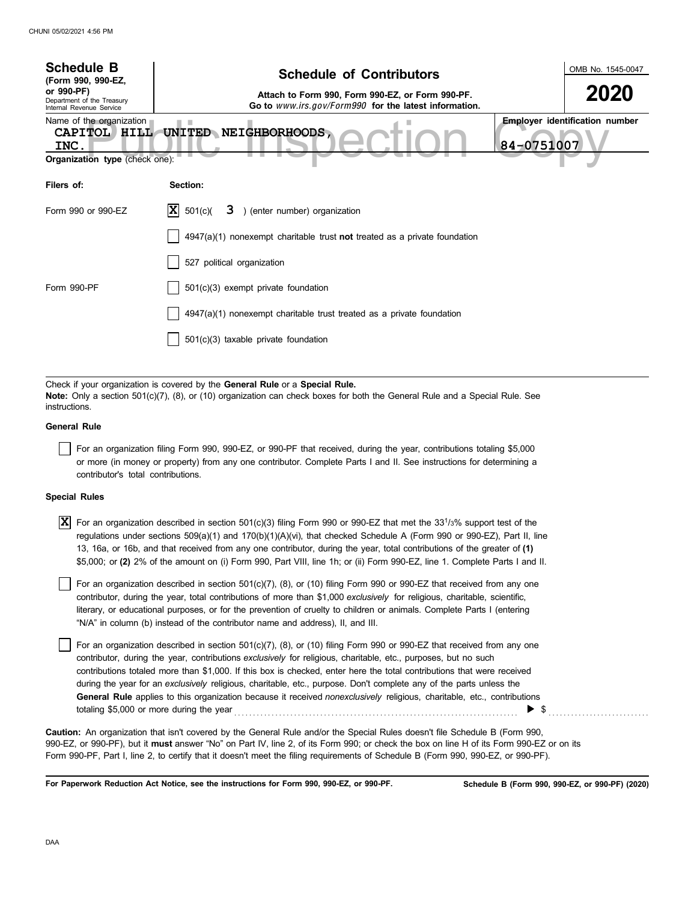**Schedule B** (Form 990, 990-EZ, or 990-PF)
Department of the Treasury
Internal Revenue Service

# Schedule of Contributors

**Attach to Form 990, Form 990-EZ, or Form 990-PF.**
**Go to** *www.irs.gov/Form990* **for the latest information.**

OMB No. 1545-0047

**2020**

Name of the organization: **CAPITOL HILL UNITED NEIGHBORHOODS, INC.**

**Employer identification number:** 84-0751007

**Organization type** (check one):

| **Filers of:** | **Section:** |
|---|---|
| Form 990 or 990-EZ | [X] 501(c)( 3 ) (enter number) organization |
| | [ ] 4947(a)(1) nonexempt charitable trust **not** treated as a private foundation |
| | [ ] 527 political organization |
| Form 990-PF | [ ] 501(c)(3) exempt private foundation |
| | [ ] 4947(a)(1) nonexempt charitable trust treated as a private foundation |
| | [ ] 501(c)(3) taxable private foundation |

Check if your organization is covered by the **General Rule** or a **Special Rule.**

**Note:** Only a section 501(c)(7), (8), or (10) organization can check boxes for both the General Rule and a Special Rule. See instructions.

**General Rule**

[ ] For an organization filing Form 990, 990-EZ, or 990-PF that received, during the year, contributions totaling $5,000 or more (in money or property) from any one contributor. Complete Parts I and II. See instructions for determining a contributor's total contributions.

**Special Rules**

[X] For an organization described in section 501(c)(3) filing Form 990 or 990-EZ that met the 33 1/3% support test of the regulations under sections 509(a)(1) and 170(b)(1)(A)(vi), that checked Schedule A (Form 990 or 990-EZ), Part II, line 13, 16a, or 16b, and that received from any one contributor, during the year, total contributions of the greater of **(1)** $5,000; or **(2)** 2% of the amount on (i) Form 990, Part VIII, line 1h; or (ii) Form 990-EZ, line 1. Complete Parts I and II.

[ ] For an organization described in section 501(c)(7), (8), or (10) filing Form 990 or 990-EZ that received from any one contributor, during the year, total contributions of more than $1,000 *exclusively* for religious, charitable, scientific, literary, or educational purposes, or for the prevention of cruelty to children or animals. Complete Parts I (entering "N/A" in column (b) instead of the contributor name and address), II, and III.

[ ] For an organization described in section 501(c)(7), (8), or (10) filing Form 990 or 990-EZ that received from any one contributor, during the year, contributions *exclusively* for religious, charitable, etc., purposes, but no such contributions totaled more than $1,000. If this box is checked, enter here the total contributions that were received during the year for an *exclusively* religious, charitable, etc., purpose. Don't complete any of the parts unless the **General Rule** applies to this organization because it received *nonexclusively* religious, charitable, etc., contributions totaling $5,000 or more during the year ▶ $ ..........

**Caution:** An organization that isn't covered by the General Rule and/or the Special Rules doesn't file Schedule B (Form 990, 990-EZ, or 990-PF), but it **must** answer "No" on Part IV, line 2, of its Form 990; or check the box on line H of its Form 990-EZ or on its Form 990-PF, Part I, line 2, to certify that it doesn't meet the filing requirements of Schedule B (Form 990, 990-EZ, or 990-PF).

**For Paperwork Reduction Act Notice, see the instructions for Form 990, 990-EZ, or 990-PF.** **Schedule B (Form 990, 990-EZ, or 990-PF) (2020)**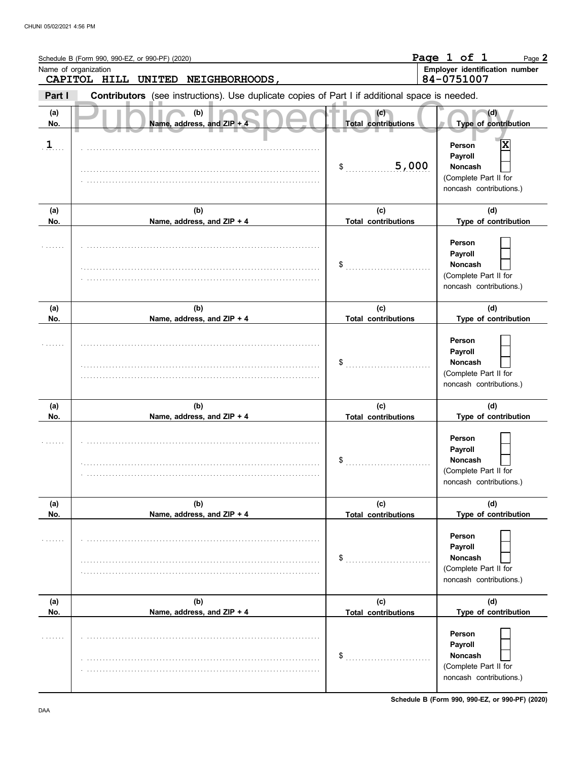Schedule B (Form 990, 990-EZ, or 990-PF) (2020)

Page 1 of 1

Name of organization
CAPITOL HILL UNITED NEIGHBORHOODS,

Employer identification number
84-0751007

**Part I** **Contributors** (see instructions). Use duplicate copies of Part I if additional space is needed.

| (a) No. | (b) Name, address, and ZIP + 4 | (c) Total contributions | (d) Type of contribution |
|---|---|---|---|
| 1 | | $ 5,000 | Person [X] Payroll [ ] Noncash [ ] (Complete Part II for noncash contributions.) |
| | | $ | Person [ ] Payroll [ ] Noncash [ ] (Complete Part II for noncash contributions.) |
| | | $ | Person [ ] Payroll [ ] Noncash [ ] (Complete Part II for noncash contributions.) |
| | | $ | Person [ ] Payroll [ ] Noncash [ ] (Complete Part II for noncash contributions.) |
| | | $ | Person [ ] Payroll [ ] Noncash [ ] (Complete Part II for noncash contributions.) |
| | | $ | Person [ ] Payroll [ ] Noncash [ ] (Complete Part II for noncash contributions.) |

Schedule B (Form 990, 990-EZ, or 990-PF) (2020)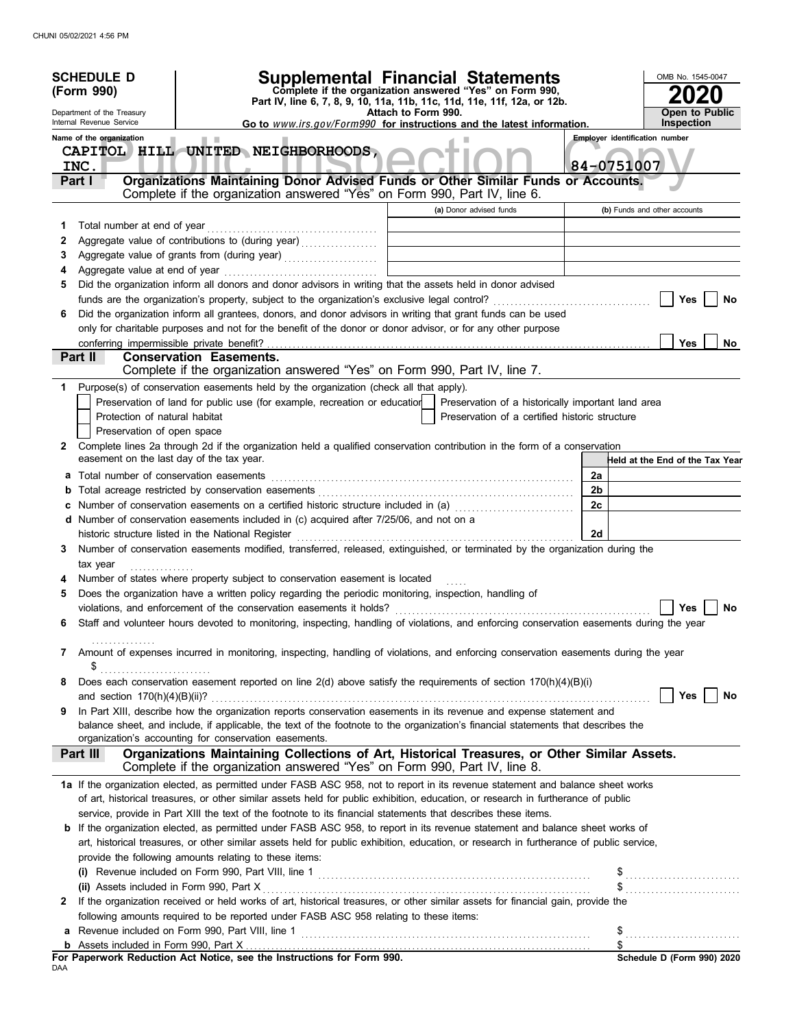CHUNI 05/02/2021 4:56 PM

**SCHEDULE D (Form 990)**

Department of the Treasury
Internal Revenue Service

# Supplemental Financial Statements

**Complete if the organization answered "Yes" on Form 990, Part IV, line 6, 7, 8, 9, 10, 11a, 11b, 11c, 11d, 11e, 11f, 12a, or 12b.**
**Attach to Form 990.**
**Go to *www.irs.gov/Form990* for instructions and the latest information.**

OMB No. 1545-0047
**2020**
**Open to Public Inspection**

Name of the organization: CAPITOL HILL UNITED NEIGHBORHOODS, INC.
Employer identification number: 84-0751007

Public Inspection Copy

## Part I — Organizations Maintaining Donor Advised Funds or Other Similar Funds or Accounts.
Complete if the organization answered "Yes" on Form 990, Part IV, line 6.

| | | (a) Donor advised funds | (b) Funds and other accounts |
|---|---|---|---|
| 1 | Total number at end of year | | |
| 2 | Aggregate value of contributions to (during year) | | |
| 3 | Aggregate value of grants from (during year) | | |
| 4 | Aggregate value at end of year | | |

5 Did the organization inform all donors and donor advisors in writing that the assets held in donor advised funds are the organization's property, subject to the organization's exclusive legal control? ☐ Yes ☐ No

6 Did the organization inform all grantees, donors, and donor advisors in writing that grant funds can be used only for charitable purposes and not for the benefit of the donor or donor advisor, or for any other purpose conferring impermissible private benefit? ☐ Yes ☐ No

## Part II — Conservation Easements.
Complete if the organization answered "Yes" on Form 990, Part IV, line 7.

1 Purpose(s) of conservation easements held by the organization (check all that apply).
- ☐ Preservation of land for public use (for example, recreation or education)
- ☐ Protection of natural habitat
- ☐ Preservation of open space
- ☐ Preservation of a historically important land area
- ☐ Preservation of a certified historic structure

2 Complete lines 2a through 2d if the organization held a qualified conservation contribution in the form of a conservation easement on the last day of the tax year.

| | | | Held at the End of the Tax Year |
|---|---|---|---|
| a | Total number of conservation easements | 2a | |
| b | Total acreage restricted by conservation easements | 2b | |
| c | Number of conservation easements on a certified historic structure included in (a) | 2c | |
| d | Number of conservation easements included in (c) acquired after 7/25/06, and not on a historic structure listed in the National Register | 2d | |

3 Number of conservation easements modified, transferred, released, extinguished, or terminated by the organization during the tax year ..........

4 Number of states where property subject to conservation easement is located ..........

5 Does the organization have a written policy regarding the periodic monitoring, inspection, handling of violations, and enforcement of the conservation easements it holds? ☐ Yes ☐ No

6 Staff and volunteer hours devoted to monitoring, inspecting, handling of violations, and enforcing conservation easements during the year ..........

7 Amount of expenses incurred in monitoring, inspecting, handling of violations, and enforcing conservation easements during the year $ ..........

8 Does each conservation easement reported on line 2(d) above satisfy the requirements of section 170(h)(4)(B)(i) and section 170(h)(4)(B)(ii)? ☐ Yes ☐ No

9 In Part XIII, describe how the organization reports conservation easements in its revenue and expense statement and balance sheet, and include, if applicable, the text of the footnote to the organization's financial statements that describes the organization's accounting for conservation easements.

## Part III — Organizations Maintaining Collections of Art, Historical Treasures, or Other Similar Assets.
Complete if the organization answered "Yes" on Form 990, Part IV, line 8.

1a If the organization elected, as permitted under FASB ASC 958, not to report in its revenue statement and balance sheet works of art, historical treasures, or other similar assets held for public exhibition, education, or research in furtherance of public service, provide in Part XIII the text of the footnote to its financial statements that describes these items.

b If the organization elected, as permitted under FASB ASC 958, to report in its revenue statement and balance sheet works of art, historical treasures, or other similar assets held for public exhibition, education, or research in furtherance of public service, provide the following amounts relating to these items:

(i) Revenue included on Form 990, Part VIII, line 1 ..... $ ..........

(ii) Assets included in Form 990, Part X ..... $ ..........

2 If the organization received or held works of art, historical treasures, or other similar assets for financial gain, provide the following amounts required to be reported under FASB ASC 958 relating to these items:

a Revenue included on Form 990, Part VIII, line 1 ..... $ ..........

b Assets included in Form 990, Part X ..... $ ..........

**For Paperwork Reduction Act Notice, see the Instructions for Form 990.**
DAA
**Schedule D (Form 990) 2020**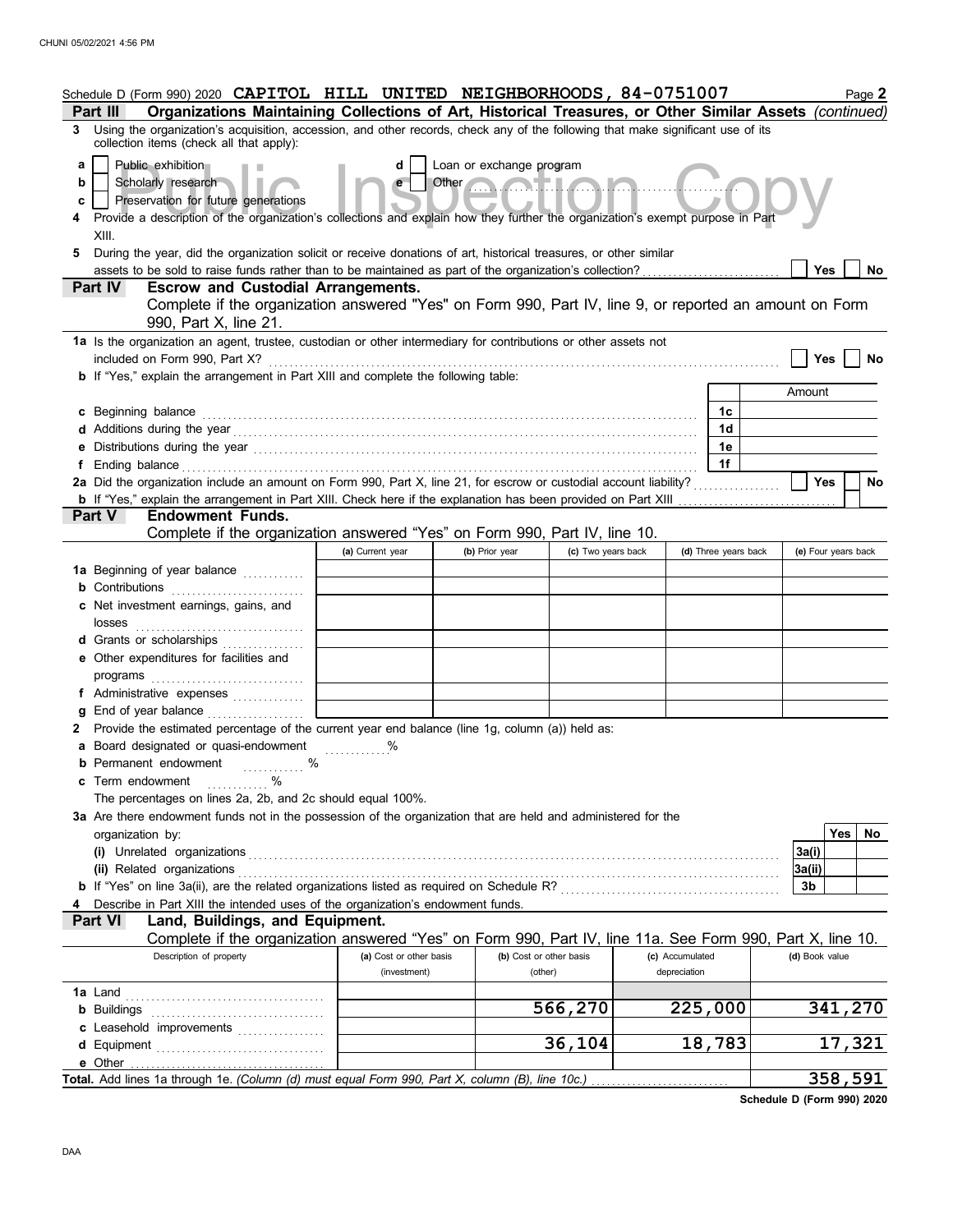Schedule D (Form 990) 2020 **CAPITOL HILL UNITED NEIGHBORHOODS, 84-0751007** Page **2**

## Part III — Organizations Maintaining Collections of Art, Historical Treasures, or Other Similar Assets *(continued)*

**3** Using the organization's acquisition, accession, and other records, check any of the following that make significant use of its collection items (check all that apply):

- **a** ☐ Public exhibition
- **b** ☐ Scholarly research
- **c** ☐ Preservation for future generations
- **d** ☐ Loan or exchange program
- **e** ☐ Other ...............................

**4** Provide a description of the organization's collections and explain how they further the organization's exempt purpose in Part XIII.

**5** During the year, did the organization solicit or receive donations of art, historical treasures, or other similar assets to be sold to raise funds rather than to be maintained as part of the organization's collection? ☐ Yes ☐ No

## Part IV — Escrow and Custodial Arrangements.

Complete if the organization answered "Yes" on Form 990, Part IV, line 9, or reported an amount on Form 990, Part X, line 21.

**1a** Is the organization an agent, trustee, custodian or other intermediary for contributions or other assets not included on Form 990, Part X? ☐ Yes ☐ No

**b** If "Yes," explain the arrangement in Part XIII and complete the following table:

| | | Amount |
|---|---|---|
| **c** Beginning balance | 1c | |
| **d** Additions during the year | 1d | |
| **e** Distributions during the year | 1e | |
| **f** Ending balance | 1f | |

**2a** Did the organization include an amount on Form 990, Part X, line 21, for escrow or custodial account liability? ☐ Yes ☐ No

**b** If "Yes," explain the arrangement in Part XIII. Check here if the explanation has been provided on Part XIII ☐

## Part V — Endowment Funds.

Complete if the organization answered "Yes" on Form 990, Part IV, line 10.

| | (a) Current year | (b) Prior year | (c) Two years back | (d) Three years back | (e) Four years back |
|---|---|---|---|---|---|
| **1a** Beginning of year balance | | | | | |
| **b** Contributions | | | | | |
| **c** Net investment earnings, gains, and losses | | | | | |
| **d** Grants or scholarships | | | | | |
| **e** Other expenditures for facilities and programs | | | | | |
| **f** Administrative expenses | | | | | |
| **g** End of year balance | | | | | |

**2** Provide the estimated percentage of the current year end balance (line 1g, column (a)) held as:

- **a** Board designated or quasi-endowment ........ %
- **b** Permanent endowment ........ %
- **c** Term endowment ........ %

The percentages on lines 2a, 2b, and 2c should equal 100%.

**3a** Are there endowment funds not in the possession of the organization that are held and administered for the organization by:

| | | Yes | No |
|---|---|---|---|
| **(i)** Unrelated organizations | 3a(i) | | |
| **(ii)** Related organizations | 3a(ii) | | |
| **b** If "Yes" on line 3a(ii), are the related organizations listed as required on Schedule R? | 3b | | |

**4** Describe in Part XIII the intended uses of the organization's endowment funds.

## Part VI — Land, Buildings, and Equipment.

Complete if the organization answered "Yes" on Form 990, Part IV, line 11a. See Form 990, Part X, line 10.

| Description of property | (a) Cost or other basis (investment) | (b) Cost or other basis (other) | (c) Accumulated depreciation | (d) Book value |
|---|---|---|---|---|
| **1a** Land | | | | |
| **b** Buildings | | 566,270 | 225,000 | 341,270 |
| **c** Leasehold improvements | | | | |
| **d** Equipment | | 36,104 | 18,783 | 17,321 |
| **e** Other | | | | |
| **Total.** Add lines 1a through 1e. *(Column (d) must equal Form 990, Part X, column (B), line 10c.)* | | | | 358,591 |

**Schedule D (Form 990) 2020**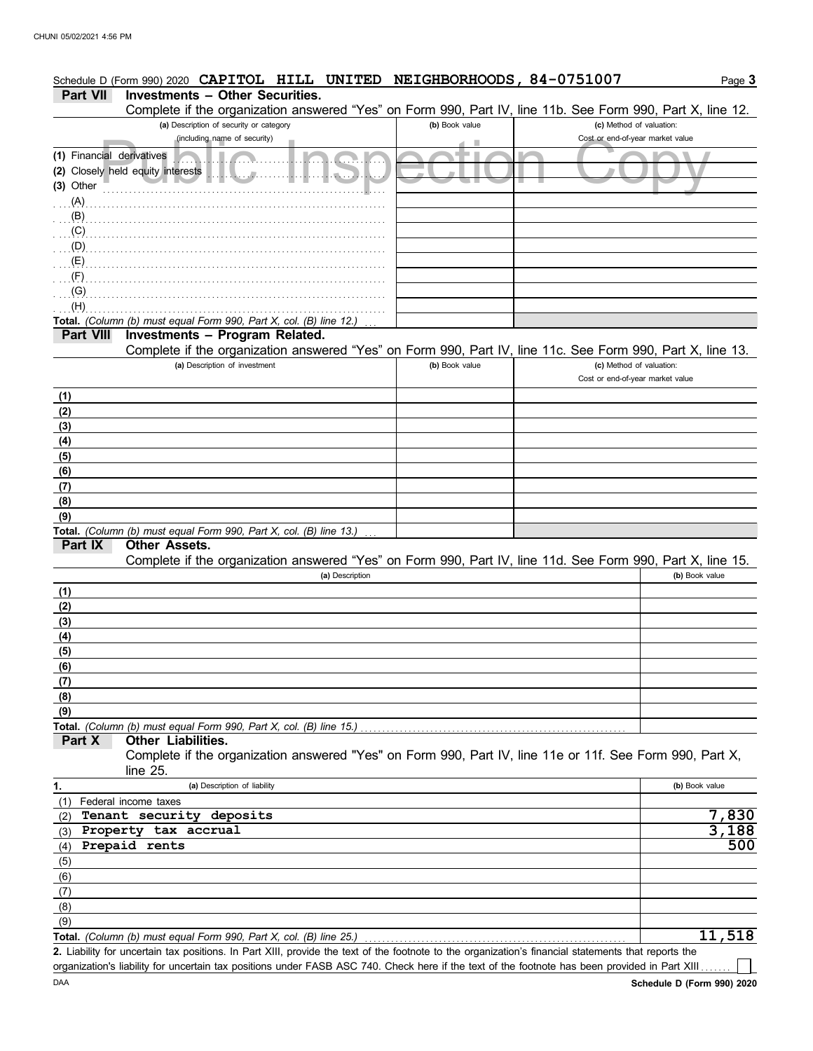Schedule D (Form 990) 2020 **CAPITOL HILL UNITED NEIGHBORHOODS, 84-0751007** Page **3**

**Part VII Investments – Other Securities.**

Complete if the organization answered "Yes" on Form 990, Part IV, line 11b. See Form 990, Part X, line 12.

| (a) Description of security or category (including name of security) | (b) Book value | (c) Method of valuation: Cost or end-of-year market value |
|---|---|---|
| (1) Financial derivatives | | |
| (2) Closely held equity interests | | |
| (3) Other | | |
| (A) | | |
| (B) | | |
| (C) | | |
| (D) | | |
| (E) | | |
| (F) | | |
| (G) | | |
| (H) | | |
| **Total.** *(Column (b) must equal Form 990, Part X, col. (B) line 12.)* | | |

**Part VIII Investments – Program Related.**

Complete if the organization answered "Yes" on Form 990, Part IV, line 11c. See Form 990, Part X, line 13.

| (a) Description of investment | (b) Book value | (c) Method of valuation: Cost or end-of-year market value |
|---|---|---|
| (1) | | |
| (2) | | |
| (3) | | |
| (4) | | |
| (5) | | |
| (6) | | |
| (7) | | |
| (8) | | |
| (9) | | |
| **Total.** *(Column (b) must equal Form 990, Part X, col. (B) line 13.)* | | |

**Part IX Other Assets.**

Complete if the organization answered "Yes" on Form 990, Part IV, line 11d. See Form 990, Part X, line 15.

| (a) Description | (b) Book value |
|---|---|
| (1) | |
| (2) | |
| (3) | |
| (4) | |
| (5) | |
| (6) | |
| (7) | |
| (8) | |
| (9) | |
| **Total.** *(Column (b) must equal Form 990, Part X, col. (B) line 15.)* | |

**Part X Other Liabilities.**

Complete if the organization answered "Yes" on Form 990, Part IV, line 11e or 11f. See Form 990, Part X, line 25.

| 1. (a) Description of liability | (b) Book value |
|---|---|
| (1) Federal income taxes | |
| (2) **Tenant security deposits** | **7,830** |
| (3) **Property tax accrual** | **3,188** |
| (4) **Prepaid rents** | **500** |
| (5) | |
| (6) | |
| (7) | |
| (8) | |
| (9) | |
| **Total.** *(Column (b) must equal Form 990, Part X, col. (B) line 25.)* | **11,518** |

**2.** Liability for uncertain tax positions. In Part XIII, provide the text of the footnote to the organization's financial statements that reports the organization's liability for uncertain tax positions under FASB ASC 740. Check here if the text of the footnote has been provided in Part XIII ☐

DAA **Schedule D (Form 990) 2020**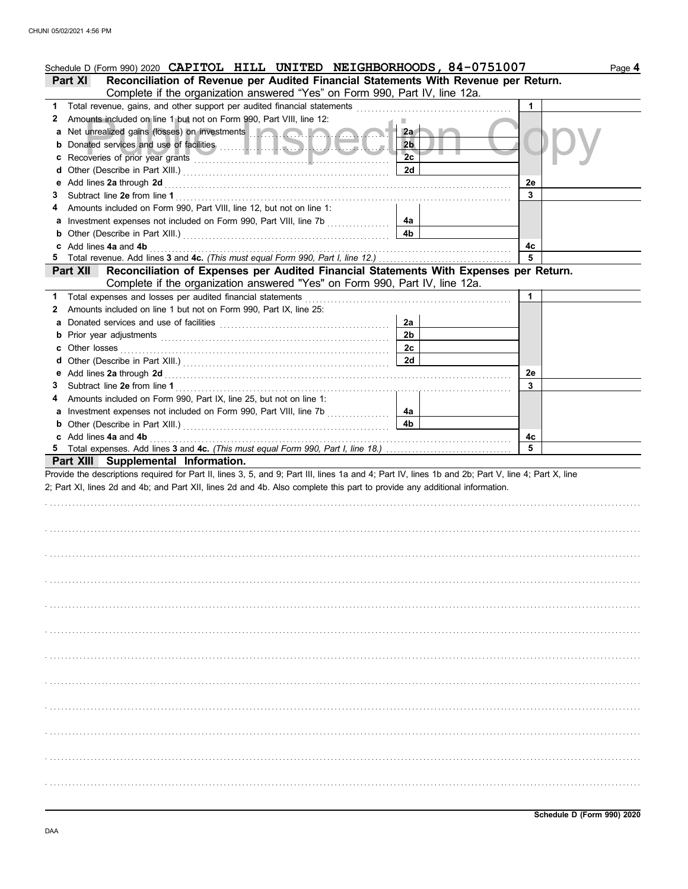Schedule D (Form 990) 2020 **CAPITOL HILL UNITED NEIGHBORHOODS, 84-0751007** Page **4**

## Part XI Reconciliation of Revenue per Audited Financial Statements With Revenue per Return.

Complete if the organization answered "Yes" on Form 990, Part IV, line 12a.

| | | | | | |
|---|---|---|---|---|---|
| **1** | Total revenue, gains, and other support per audited financial statements | | | 1 | |
| **2** | Amounts included on line 1 but not on Form 990, Part VIII, line 12: | | | | |
| **a** | Net unrealized gains (losses) on investments | 2a | | | |
| **b** | Donated services and use of facilities | 2b | | | |
| **c** | Recoveries of prior year grants | 2c | | | |
| **d** | Other (Describe in Part XIII.) | 2d | | | |
| **e** | Add lines **2a** through **2d** | | | 2e | |
| **3** | Subtract line **2e** from line **1** | | | 3 | |
| **4** | Amounts included on Form 990, Part VIII, line 12, but not on line 1: | | | | |
| **a** | Investment expenses not included on Form 990, Part VIII, line 7b | 4a | | | |
| **b** | Other (Describe in Part XIII.) | 4b | | | |
| **c** | Add lines **4a** and **4b** | | | 4c | |
| **5** | Total revenue. Add lines **3** and **4c.** *(This must equal Form 990, Part I, line 12.)* | | | 5 | |

## Part XII Reconciliation of Expenses per Audited Financial Statements With Expenses per Return.

Complete if the organization answered "Yes" on Form 990, Part IV, line 12a.

| | | | | | |
|---|---|---|---|---|---|
| **1** | Total expenses and losses per audited financial statements | | | 1 | |
| **2** | Amounts included on line 1 but not on Form 990, Part IX, line 25: | | | | |
| **a** | Donated services and use of facilities | 2a | | | |
| **b** | Prior year adjustments | 2b | | | |
| **c** | Other losses | 2c | | | |
| **d** | Other (Describe in Part XIII.) | 2d | | | |
| **e** | Add lines **2a** through **2d** | | | 2e | |
| **3** | Subtract line **2e** from line **1** | | | 3 | |
| **4** | Amounts included on Form 990, Part IX, line 25, but not on line 1: | | | | |
| **a** | Investment expenses not included on Form 990, Part VIII, line 7b | 4a | | | |
| **b** | Other (Describe in Part XIII.) | 4b | | | |
| **c** | Add lines **4a** and **4b** | | | 4c | |
| **5** | Total expenses. Add lines **3** and **4c.** *(This must equal Form 990, Part I, line 18.)* | | | 5 | |

## Part XIII Supplemental Information.

Provide the descriptions required for Part II, lines 3, 5, and 9; Part III, lines 1a and 4; Part IV, lines 1b and 2b; Part V, line 4; Part X, line 2; Part XI, lines 2d and 4b; and Part XII, lines 2d and 4b. Also complete this part to provide any additional information.

**Schedule D (Form 990) 2020**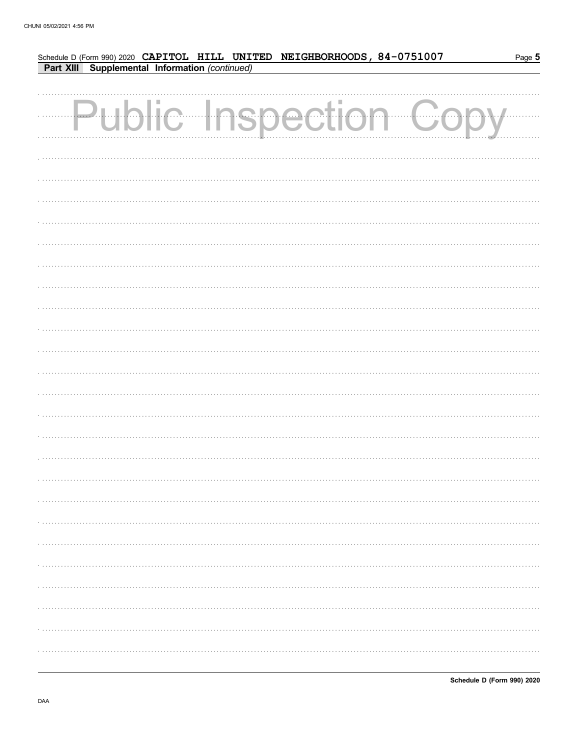Schedule D (Form 990) 2020 CAPITOL HILL UNITED NEIGHBORHOODS, 84-0751007

**Part XIII Supplemental Information** *(continued)*

Public Inspection Copy

**Schedule D (Form 990) 2020**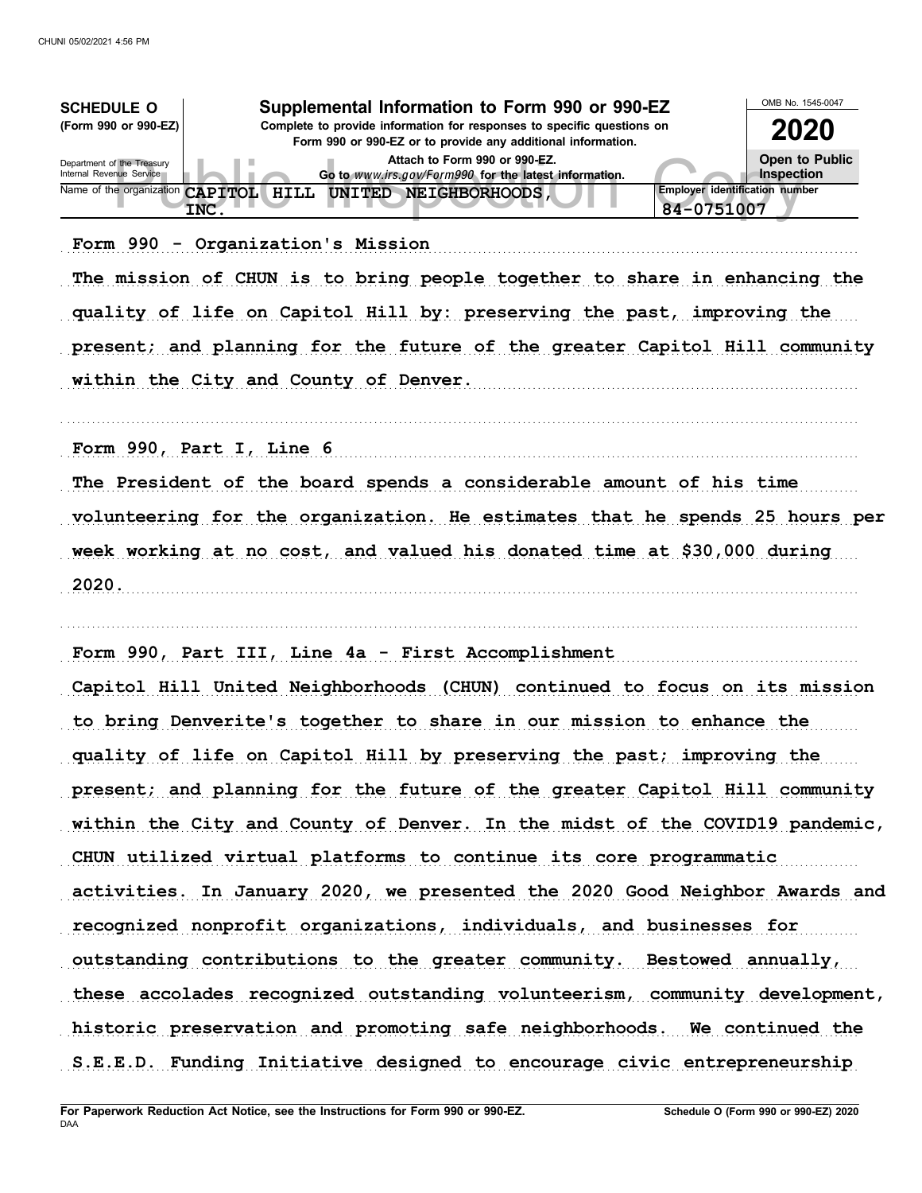**SCHEDULE O**
**(Form 990 or 990-EZ)**

Department of the Treasury
Internal Revenue Service

# Supplemental Information to Form 990 or 990-EZ

**Complete to provide information for responses to specific questions on Form 990 or 990-EZ or to provide any additional information.**
**Attach to Form 990 or 990-EZ.**
**Go to *www.irs.gov/Form990* for the latest information.**

OMB No. 1545-0047

**2020**

**Open to Public Inspection**

Name of the organization **CAPITOL HILL UNITED NEIGHBORHOODS, INC.**

Employer identification number **84-0751007**

**Form 990 - Organization's Mission**

The mission of CHUN is to bring people together to share in enhancing the quality of life on Capitol Hill by: preserving the past, improving the present; and planning for the future of the greater Capitol Hill community within the City and County of Denver.

**Form 990, Part I, Line 6**

The President of the board spends a considerable amount of his time volunteering for the organization. He estimates that he spends 25 hours per week working at no cost, and valued his donated time at $30,000 during 2020.

**Form 990, Part III, Line 4a - First Accomplishment**

Capitol Hill United Neighborhoods (CHUN) continued to focus on its mission to bring Denverite's together to share in our mission to enhance the quality of life on Capitol Hill by preserving the past; improving the present; and planning for the future of the greater Capitol Hill community within the City and County of Denver. In the midst of the COVID19 pandemic, CHUN utilized virtual platforms to continue its core programmatic activities. In January 2020, we presented the 2020 Good Neighbor Awards and recognized nonprofit organizations, individuals, and businesses for outstanding contributions to the greater community. Bestowed annually, these accolades recognized outstanding volunteerism, community development, historic preservation and promoting safe neighborhoods. We continued the S.E.E.D. Funding Initiative designed to encourage civic entrepreneurship

For Paperwork Reduction Act Notice, see the Instructions for Form 990 or 990-EZ.
DAA

Schedule O (Form 990 or 990-EZ) 2020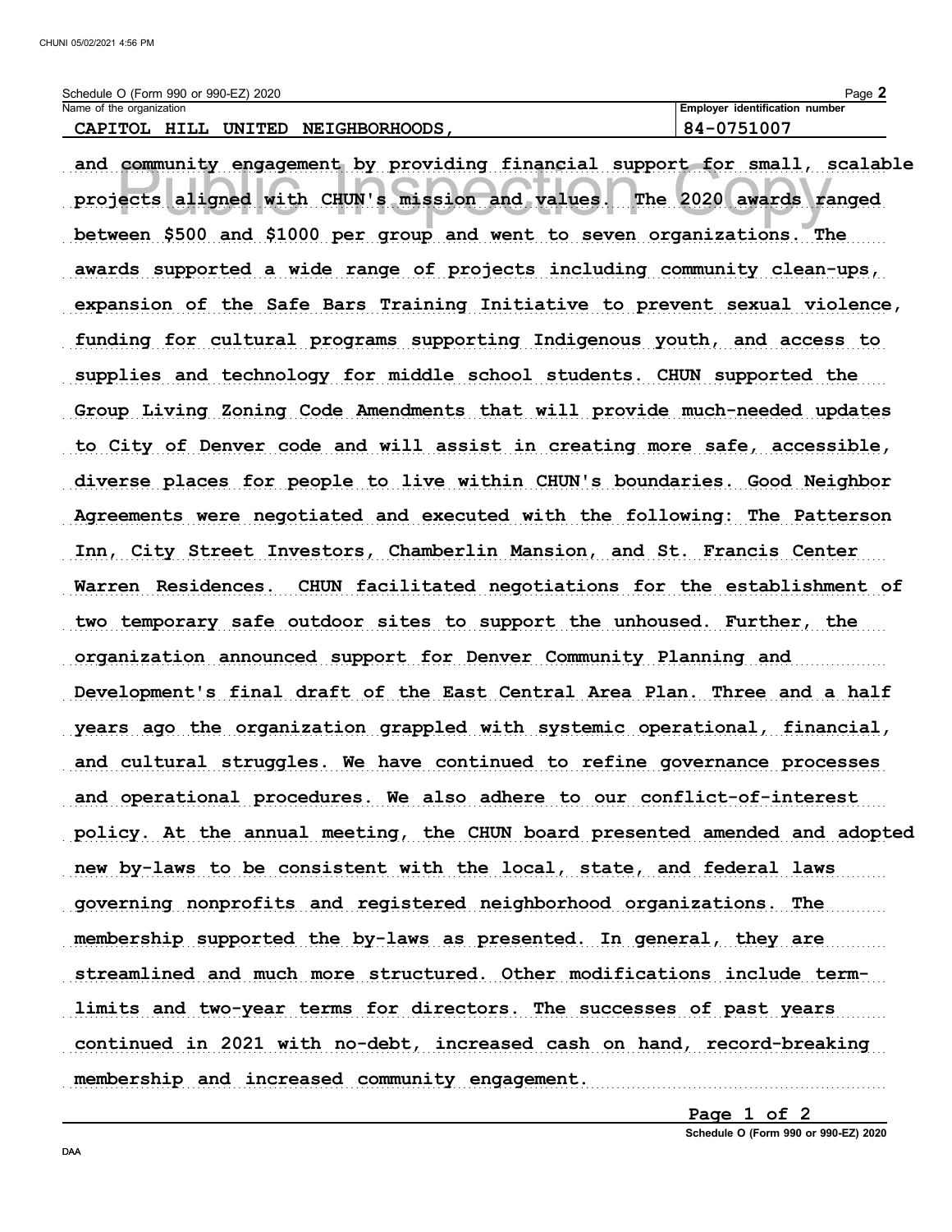Schedule O (Form 990 or 990-EZ) 2020

Name of the organization: CAPITOL HILL UNITED NEIGHBORHOODS,

Employer identification number: 84-0751007

and community engagement by providing financial support for small, scalable projects aligned with CHUN's mission and values. The 2020 awards ranged between $500 and $1000 per group and went to seven organizations. The awards supported a wide range of projects including community clean-ups, expansion of the Safe Bars Training Initiative to prevent sexual violence, funding for cultural programs supporting Indigenous youth, and access to supplies and technology for middle school students. CHUN supported the Group Living Zoning Code Amendments that will provide much-needed updates to City of Denver code and will assist in creating more safe, accessible, diverse places for people to live within CHUN's boundaries. Good Neighbor Agreements were negotiated and executed with the following: The Patterson Inn, City Street Investors, Chamberlin Mansion, and St. Francis Center Warren Residences. CHUN facilitated negotiations for the establishment of two temporary safe outdoor sites to support the unhoused. Further, the organization announced support for Denver Community Planning and Development's final draft of the East Central Area Plan. Three and a half years ago the organization grappled with systemic operational, financial, and cultural struggles. We have continued to refine governance processes and operational procedures. We also adhere to our conflict-of-interest policy. At the annual meeting, the CHUN board presented amended and adopted new by-laws to be consistent with the local, state, and federal laws governing nonprofits and registered neighborhood organizations. The membership supported the by-laws as presented. In general, they are streamlined and much more structured. Other modifications include term-limits and two-year terms for directors. The successes of past years continued in 2021 with no-debt, increased cash on hand, record-breaking membership and increased community engagement.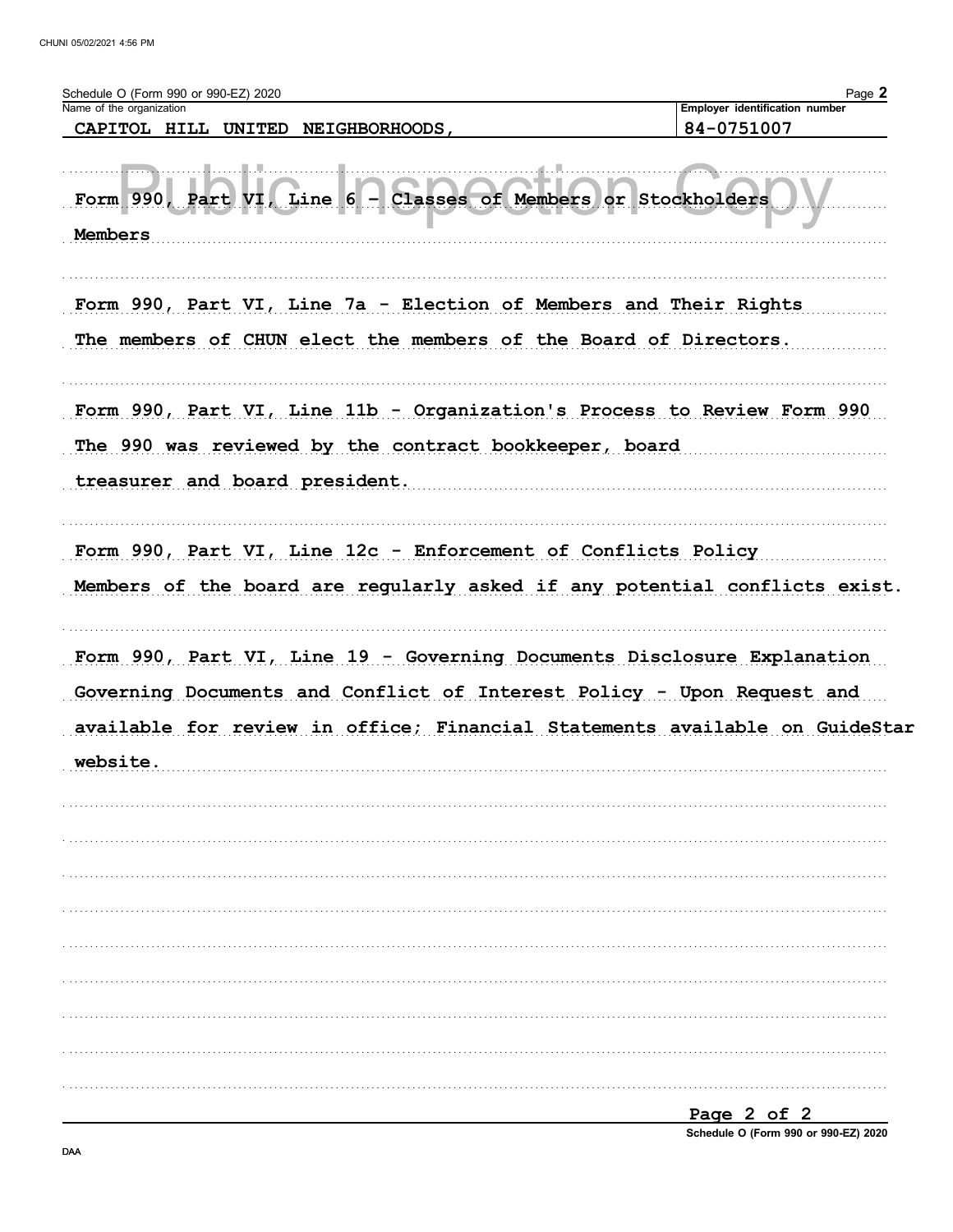Schedule O (Form 990 or 990-EZ) 2020

| Name of the organization | Employer identification number |
|---|---|
| CAPITOL HILL UNITED NEIGHBORHOODS, | 84-0751007 |

Form 990, Part VI, Line 6 - Classes of Members or Stockholders

Members

Form 990, Part VI, Line 7a - Election of Members and Their Rights

The members of CHUN elect the members of the Board of Directors.

Form 990, Part VI, Line 11b - Organization's Process to Review Form 990

The 990 was reviewed by the contract bookkeeper, board treasurer and board president.

Form 990, Part VI, Line 12c - Enforcement of Conflicts Policy

Members of the board are regularly asked if any potential conflicts exist.

Form 990, Part VI, Line 19 - Governing Documents Disclosure Explanation

Governing Documents and Conflict of Interest Policy - Upon Request and available for review in office; Financial Statements available on GuideStar website.

Schedule O (Form 990 or 990-EZ) 2020